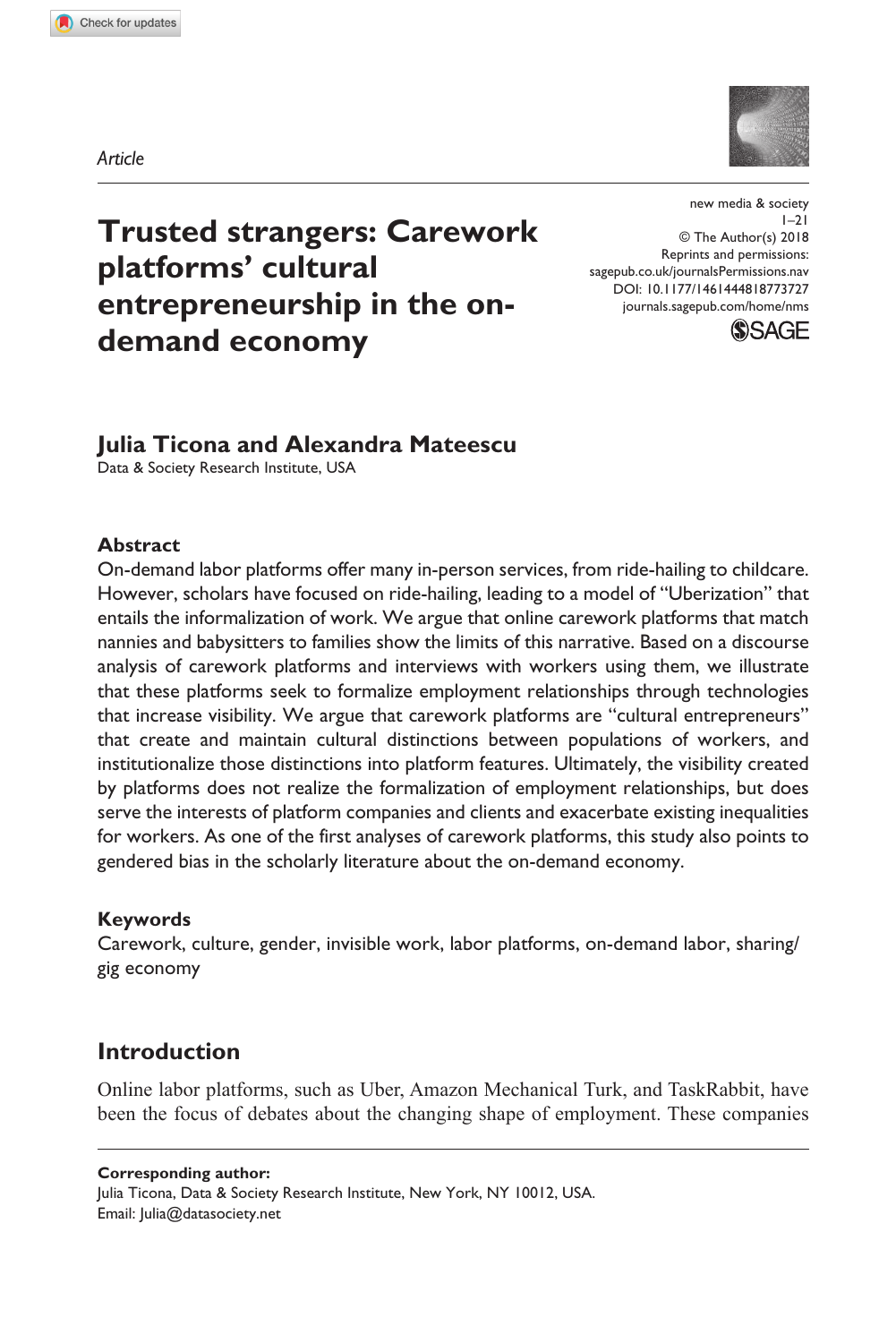*Article*

# Trusted strangers: Carework platforms' cultural entrepreneurship in the on-demand economy

new media & society
© The Author(s) 2018
Reprints and permissions: sagepub.co.uk/journalsPermissions.nav
DOI: 10.1177/1461444818773727
journals.sagepub.com/home/nms

**Julia Ticona and Alexandra Mateescu**
Data & Society Research Institute, USA

### Abstract

On-demand labor platforms offer many in-person services, from ride-hailing to childcare. However, scholars have focused on ride-hailing, leading to a model of "Uberization" that entails the informalization of work. We argue that online carework platforms that match nannies and babysitters to families show the limits of this narrative. Based on a discourse analysis of carework platforms and interviews with workers using them, we illustrate that these platforms seek to formalize employment relationships through technologies that increase visibility. We argue that carework platforms are "cultural entrepreneurs" that create and maintain cultural distinctions between populations of workers, and institutionalize those distinctions into platform features. Ultimately, the visibility created by platforms does not realize the formalization of employment relationships, but does serve the interests of platform companies and clients and exacerbate existing inequalities for workers. As one of the first analyses of carework platforms, this study also points to gendered bias in the scholarly literature about the on-demand economy.

### Keywords

Carework, culture, gender, invisible work, labor platforms, on-demand labor, sharing/gig economy

## Introduction

Online labor platforms, such as Uber, Amazon Mechanical Turk, and TaskRabbit, have been the focus of debates about the changing shape of employment. These companies

**Corresponding author:**
Julia Ticona, Data & Society Research Institute, New York, NY 10012, USA.
Email: Julia@datasociety.net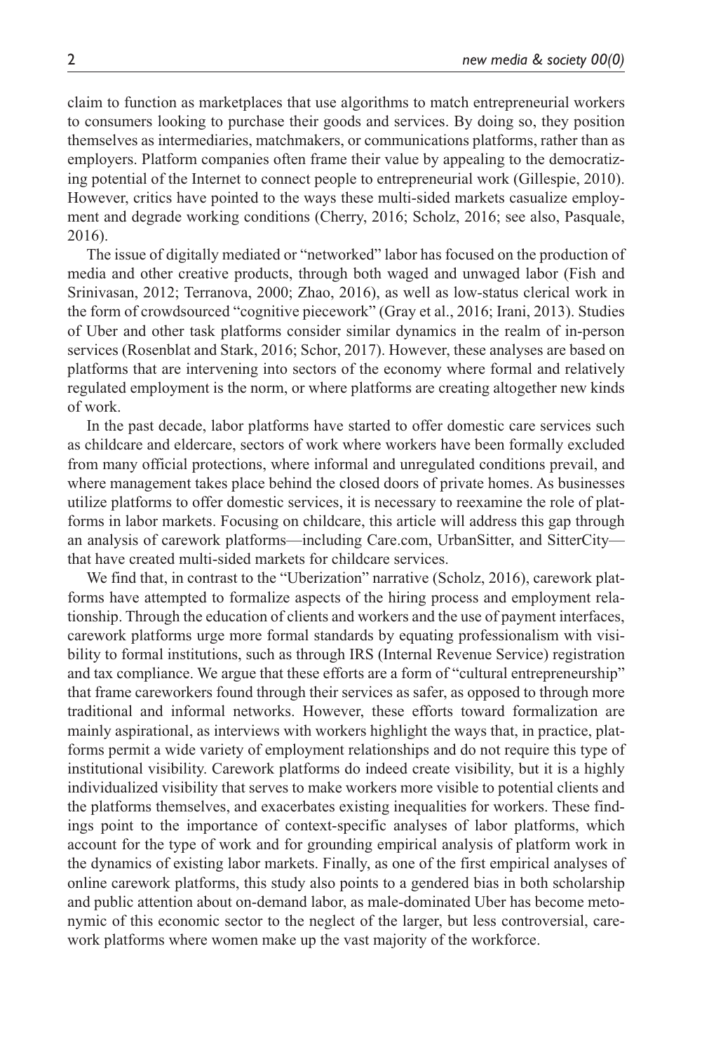claim to function as marketplaces that use algorithms to match entrepreneurial workers to consumers looking to purchase their goods and services. By doing so, they position themselves as intermediaries, matchmakers, or communications platforms, rather than as employers. Platform companies often frame their value by appealing to the democratizing potential of the Internet to connect people to entrepreneurial work (Gillespie, 2010). However, critics have pointed to the ways these multi-sided markets casualize employment and degrade working conditions (Cherry, 2016; Scholz, 2016; see also, Pasquale, 2016).

The issue of digitally mediated or "networked" labor has focused on the production of media and other creative products, through both waged and unwaged labor (Fish and Srinivasan, 2012; Terranova, 2000; Zhao, 2016), as well as low-status clerical work in the form of crowdsourced "cognitive piecework" (Gray et al., 2016; Irani, 2013). Studies of Uber and other task platforms consider similar dynamics in the realm of in-person services (Rosenblat and Stark, 2016; Schor, 2017). However, these analyses are based on platforms that are intervening into sectors of the economy where formal and relatively regulated employment is the norm, or where platforms are creating altogether new kinds of work.

In the past decade, labor platforms have started to offer domestic care services such as childcare and eldercare, sectors of work where workers have been formally excluded from many official protections, where informal and unregulated conditions prevail, and where management takes place behind the closed doors of private homes. As businesses utilize platforms to offer domestic services, it is necessary to reexamine the role of platforms in labor markets. Focusing on childcare, this article will address this gap through an analysis of carework platforms—including Care.com, UrbanSitter, and SitterCity—that have created multi-sided markets for childcare services.

We find that, in contrast to the "Uberization" narrative (Scholz, 2016), carework platforms have attempted to formalize aspects of the hiring process and employment relationship. Through the education of clients and workers and the use of payment interfaces, carework platforms urge more formal standards by equating professionalism with visibility to formal institutions, such as through IRS (Internal Revenue Service) registration and tax compliance. We argue that these efforts are a form of "cultural entrepreneurship" that frame careworkers found through their services as safer, as opposed to through more traditional and informal networks. However, these efforts toward formalization are mainly aspirational, as interviews with workers highlight the ways that, in practice, platforms permit a wide variety of employment relationships and do not require this type of institutional visibility. Carework platforms do indeed create visibility, but it is a highly individualized visibility that serves to make workers more visible to potential clients and the platforms themselves, and exacerbates existing inequalities for workers. These findings point to the importance of context-specific analyses of labor platforms, which account for the type of work and for grounding empirical analysis of platform work in the dynamics of existing labor markets. Finally, as one of the first empirical analyses of online carework platforms, this study also points to a gendered bias in both scholarship and public attention about on-demand labor, as male-dominated Uber has become metonymic of this economic sector to the neglect of the larger, but less controversial, carework platforms where women make up the vast majority of the workforce.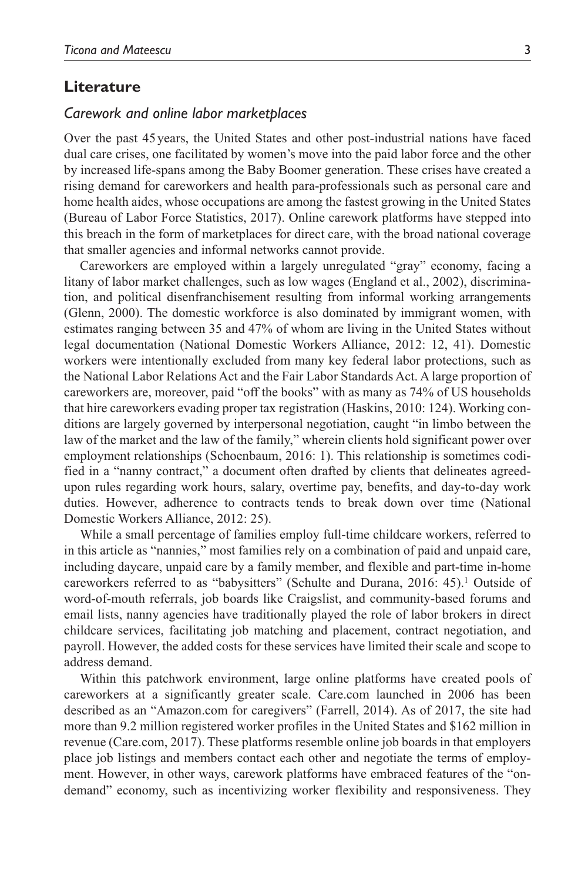## Literature

### *Carework and online labor marketplaces*

Over the past 45 years, the United States and other post-industrial nations have faced dual care crises, one facilitated by women's move into the paid labor force and the other by increased life-spans among the Baby Boomer generation. These crises have created a rising demand for careworkers and health para-professionals such as personal care and home health aides, whose occupations are among the fastest growing in the United States (Bureau of Labor Force Statistics, 2017). Online carework platforms have stepped into this breach in the form of marketplaces for direct care, with the broad national coverage that smaller agencies and informal networks cannot provide.

Careworkers are employed within a largely unregulated "gray" economy, facing a litany of labor market challenges, such as low wages (England et al., 2002), discrimination, and political disenfranchisement resulting from informal working arrangements (Glenn, 2000). The domestic workforce is also dominated by immigrant women, with estimates ranging between 35 and 47% of whom are living in the United States without legal documentation (National Domestic Workers Alliance, 2012: 12, 41). Domestic workers were intentionally excluded from many key federal labor protections, such as the National Labor Relations Act and the Fair Labor Standards Act. A large proportion of careworkers are, moreover, paid "off the books" with as many as 74% of US households that hire careworkers evading proper tax registration (Haskins, 2010: 124). Working conditions are largely governed by interpersonal negotiation, caught "in limbo between the law of the market and the law of the family," wherein clients hold significant power over employment relationships (Schoenbaum, 2016: 1). This relationship is sometimes codified in a "nanny contract," a document often drafted by clients that delineates agreed-upon rules regarding work hours, salary, overtime pay, benefits, and day-to-day work duties. However, adherence to contracts tends to break down over time (National Domestic Workers Alliance, 2012: 25).

While a small percentage of families employ full-time childcare workers, referred to in this article as "nannies," most families rely on a combination of paid and unpaid care, including daycare, unpaid care by a family member, and flexible and part-time in-home careworkers referred to as "babysitters" (Schulte and Durana, 2016: 45).[1] Outside of word-of-mouth referrals, job boards like Craigslist, and community-based forums and email lists, nanny agencies have traditionally played the role of labor brokers in direct childcare services, facilitating job matching and placement, contract negotiation, and payroll. However, the added costs for these services have limited their scale and scope to address demand.

Within this patchwork environment, large online platforms have created pools of careworkers at a significantly greater scale. Care.com launched in 2006 has been described as an "Amazon.com for caregivers" (Farrell, 2014). As of 2017, the site had more than 9.2 million registered worker profiles in the United States and $162 million in revenue (Care.com, 2017). These platforms resemble online job boards in that employers place job listings and members contact each other and negotiate the terms of employment. However, in other ways, carework platforms have embraced features of the "on-demand" economy, such as incentivizing worker flexibility and responsiveness. They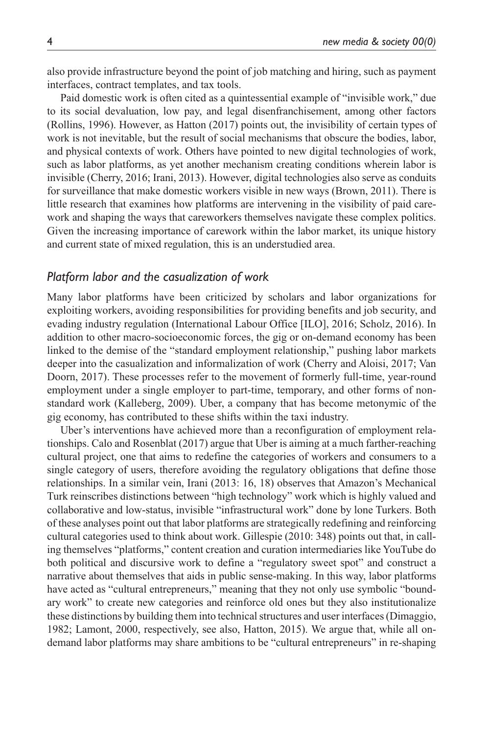also provide infrastructure beyond the point of job matching and hiring, such as payment interfaces, contract templates, and tax tools.

Paid domestic work is often cited as a quintessential example of "invisible work," due to its social devaluation, low pay, and legal disenfranchisement, among other factors (Rollins, 1996). However, as Hatton (2017) points out, the invisibility of certain types of work is not inevitable, but the result of social mechanisms that obscure the bodies, labor, and physical contexts of work. Others have pointed to new digital technologies of work, such as labor platforms, as yet another mechanism creating conditions wherein labor is invisible (Cherry, 2016; Irani, 2013). However, digital technologies also serve as conduits for surveillance that make domestic workers visible in new ways (Brown, 2011). There is little research that examines how platforms are intervening in the visibility of paid carework and shaping the ways that careworkers themselves navigate these complex politics. Given the increasing importance of carework within the labor market, its unique history and current state of mixed regulation, this is an understudied area.

### *Platform labor and the casualization of work*

Many labor platforms have been criticized by scholars and labor organizations for exploiting workers, avoiding responsibilities for providing benefits and job security, and evading industry regulation (International Labour Office [ILO], 2016; Scholz, 2016). In addition to other macro-socioeconomic forces, the gig or on-demand economy has been linked to the demise of the "standard employment relationship," pushing labor markets deeper into the casualization and informalization of work (Cherry and Aloisi, 2017; Van Doorn, 2017). These processes refer to the movement of formerly full-time, year-round employment under a single employer to part-time, temporary, and other forms of non-standard work (Kalleberg, 2009). Uber, a company that has become metonymic of the gig economy, has contributed to these shifts within the taxi industry.

Uber's interventions have achieved more than a reconfiguration of employment relationships. Calo and Rosenblat (2017) argue that Uber is aiming at a much farther-reaching cultural project, one that aims to redefine the categories of workers and consumers to a single category of users, therefore avoiding the regulatory obligations that define those relationships. In a similar vein, Irani (2013: 16, 18) observes that Amazon's Mechanical Turk reinscribes distinctions between "high technology" work which is highly valued and collaborative and low-status, invisible "infrastructural work" done by lone Turkers. Both of these analyses point out that labor platforms are strategically redefining and reinforcing cultural categories used to think about work. Gillespie (2010: 348) points out that, in calling themselves "platforms," content creation and curation intermediaries like YouTube do both political and discursive work to define a "regulatory sweet spot" and construct a narrative about themselves that aids in public sense-making. In this way, labor platforms have acted as "cultural entrepreneurs," meaning that they not only use symbolic "boundary work" to create new categories and reinforce old ones but they also institutionalize these distinctions by building them into technical structures and user interfaces (Dimaggio, 1982; Lamont, 2000, respectively, see also, Hatton, 2015). We argue that, while all on-demand labor platforms may share ambitions to be "cultural entrepreneurs" in re-shaping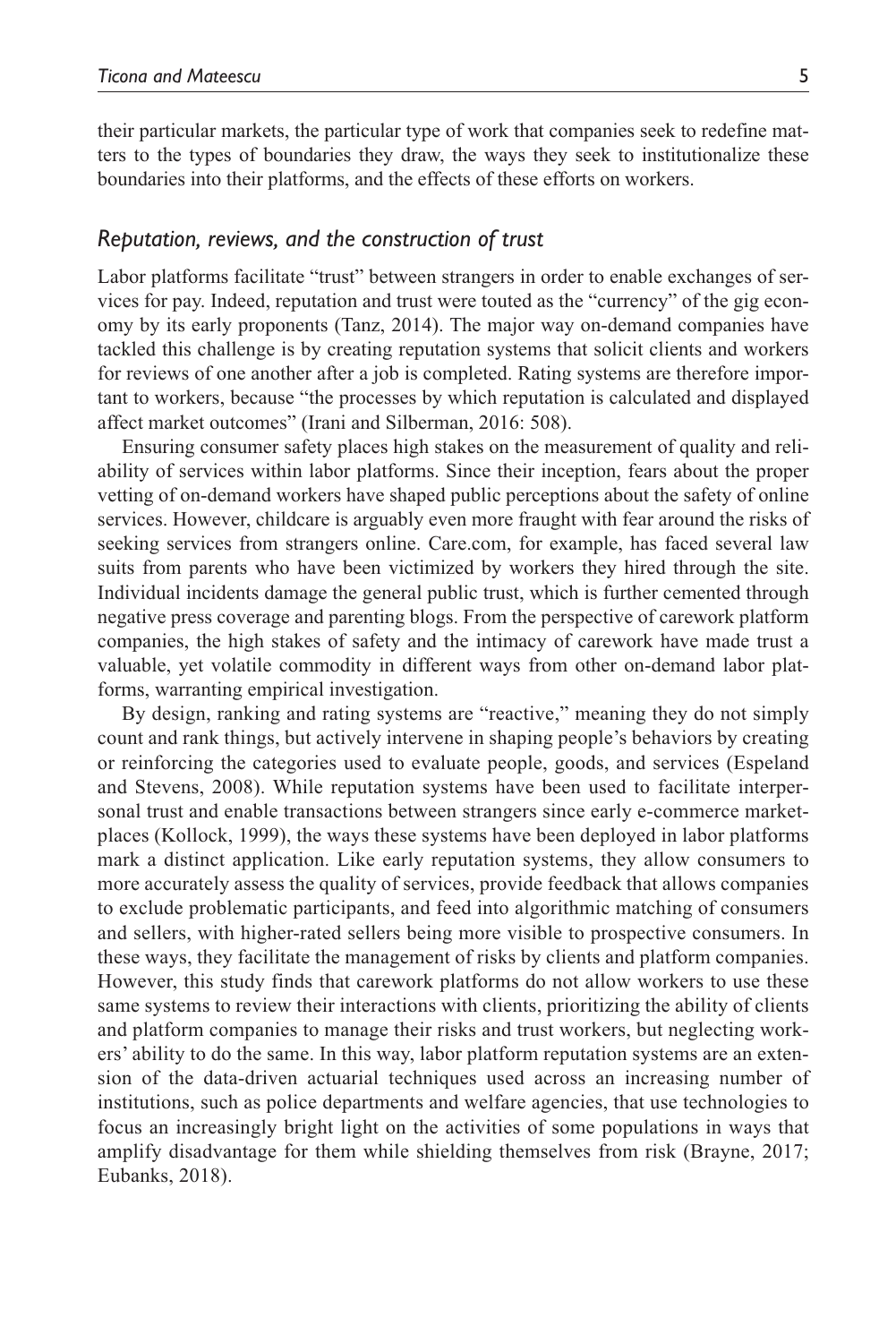their particular markets, the particular type of work that companies seek to redefine matters to the types of boundaries they draw, the ways they seek to institutionalize these boundaries into their platforms, and the effects of these efforts on workers.

### *Reputation, reviews, and the construction of trust*

Labor platforms facilitate "trust" between strangers in order to enable exchanges of services for pay. Indeed, reputation and trust were touted as the "currency" of the gig economy by its early proponents (Tanz, 2014). The major way on-demand companies have tackled this challenge is by creating reputation systems that solicit clients and workers for reviews of one another after a job is completed. Rating systems are therefore important to workers, because "the processes by which reputation is calculated and displayed affect market outcomes" (Irani and Silberman, 2016: 508).

Ensuring consumer safety places high stakes on the measurement of quality and reliability of services within labor platforms. Since their inception, fears about the proper vetting of on-demand workers have shaped public perceptions about the safety of online services. However, childcare is arguably even more fraught with fear around the risks of seeking services from strangers online. Care.com, for example, has faced several law suits from parents who have been victimized by workers they hired through the site. Individual incidents damage the general public trust, which is further cemented through negative press coverage and parenting blogs. From the perspective of carework platform companies, the high stakes of safety and the intimacy of carework have made trust a valuable, yet volatile commodity in different ways from other on-demand labor platforms, warranting empirical investigation.

By design, ranking and rating systems are "reactive," meaning they do not simply count and rank things, but actively intervene in shaping people's behaviors by creating or reinforcing the categories used to evaluate people, goods, and services (Espeland and Stevens, 2008). While reputation systems have been used to facilitate interpersonal trust and enable transactions between strangers since early e-commerce marketplaces (Kollock, 1999), the ways these systems have been deployed in labor platforms mark a distinct application. Like early reputation systems, they allow consumers to more accurately assess the quality of services, provide feedback that allows companies to exclude problematic participants, and feed into algorithmic matching of consumers and sellers, with higher-rated sellers being more visible to prospective consumers. In these ways, they facilitate the management of risks by clients and platform companies. However, this study finds that carework platforms do not allow workers to use these same systems to review their interactions with clients, prioritizing the ability of clients and platform companies to manage their risks and trust workers, but neglecting workers' ability to do the same. In this way, labor platform reputation systems are an extension of the data-driven actuarial techniques used across an increasing number of institutions, such as police departments and welfare agencies, that use technologies to focus an increasingly bright light on the activities of some populations in ways that amplify disadvantage for them while shielding themselves from risk (Brayne, 2017; Eubanks, 2018).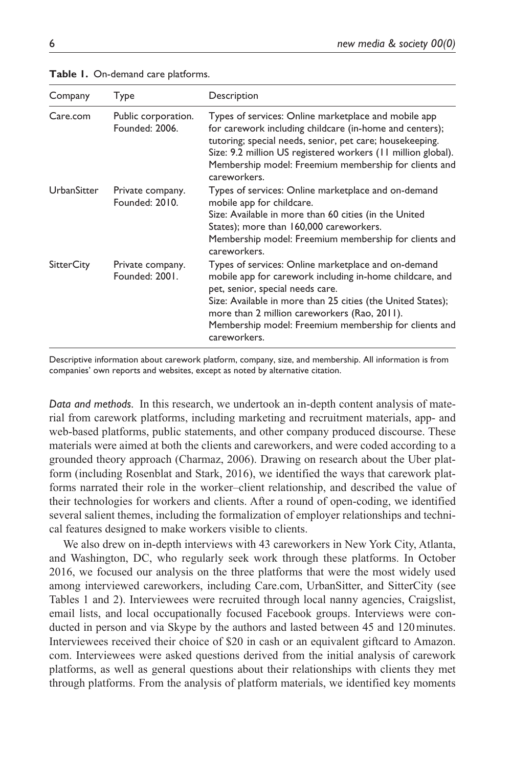**Table 1.** On-demand care platforms.

| Company | Type | Description |
| --- | --- | --- |
| Care.com | Public corporation. Founded: 2006. | Types of services: Online marketplace and mobile app for carework including childcare (in-home and centers); tutoring; special needs, senior, pet care; housekeeping. Size: 9.2 million US registered workers (11 million global). Membership model: Freemium membership for clients and careworkers. |
| UrbanSitter | Private company. Founded: 2010. | Types of services: Online marketplace and on-demand mobile app for childcare. Size: Available in more than 60 cities (in the United States); more than 160,000 careworkers. Membership model: Freemium membership for clients and careworkers. |
| SitterCity | Private company. Founded: 2001. | Types of services: Online marketplace and on-demand mobile app for carework including in-home childcare, and pet, senior, special needs care. Size: Available in more than 25 cities (the United States); more than 2 million careworkers (Rao, 2011). Membership model: Freemium membership for clients and careworkers. |

Descriptive information about carework platform, company, size, and membership. All information is from companies' own reports and websites, except as noted by alternative citation.

*Data and methods.* In this research, we undertook an in-depth content analysis of material from carework platforms, including marketing and recruitment materials, app- and web-based platforms, public statements, and other company produced discourse. These materials were aimed at both the clients and careworkers, and were coded according to a grounded theory approach (Charmaz, 2006). Drawing on research about the Uber platform (including Rosenblat and Stark, 2016), we identified the ways that carework platforms narrated their role in the worker–client relationship, and described the value of their technologies for workers and clients. After a round of open-coding, we identified several salient themes, including the formalization of employer relationships and technical features designed to make workers visible to clients.

We also drew on in-depth interviews with 43 careworkers in New York City, Atlanta, and Washington, DC, who regularly seek work through these platforms. In October 2016, we focused our analysis on the three platforms that were the most widely used among interviewed careworkers, including Care.com, UrbanSitter, and SitterCity (see Tables 1 and 2). Interviewees were recruited through local nanny agencies, Craigslist, email lists, and local occupationally focused Facebook groups. Interviews were conducted in person and via Skype by the authors and lasted between 45 and 120 minutes. Interviewees received their choice of $20 in cash or an equivalent giftcard to Amazon.com. Interviewees were asked questions derived from the initial analysis of carework platforms, as well as general questions about their relationships with clients they met through platforms. From the analysis of platform materials, we identified key moments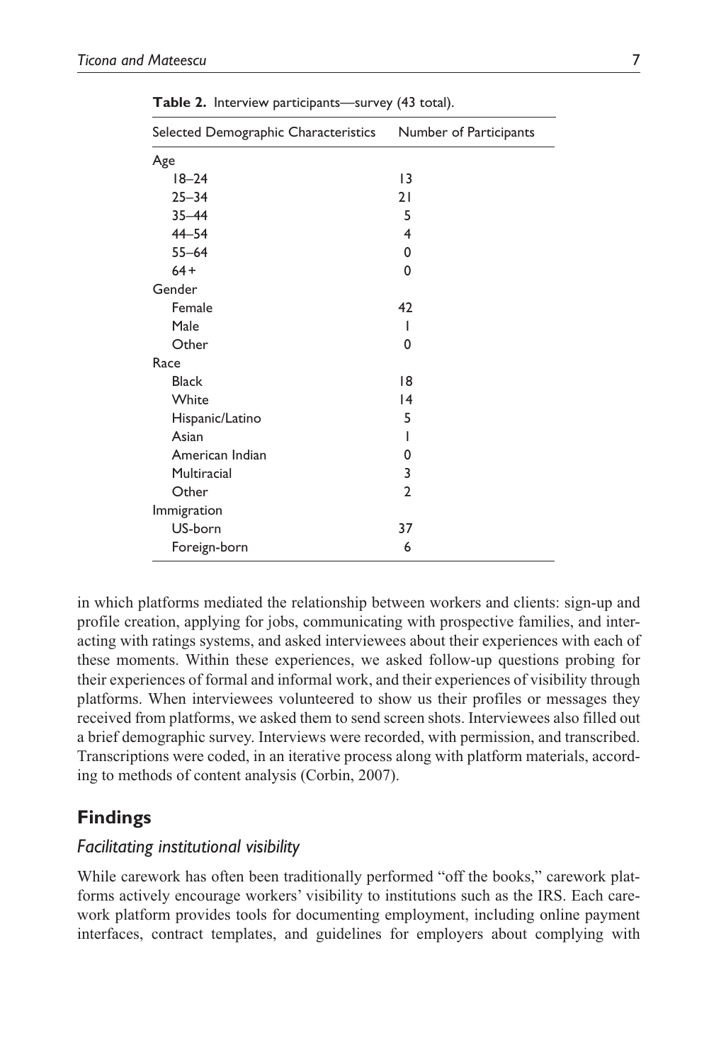**Table 2.** Interview participants—survey (43 total).

| Selected Demographic Characteristics | Number of Participants |
|---|---|
| Age | |
| 18–24 | 13 |
| 25–34 | 21 |
| 35–44 | 5 |
| 44–54 | 4 |
| 55–64 | 0 |
| 64+ | 0 |
| Gender | |
| Female | 42 |
| Male | 1 |
| Other | 0 |
| Race | |
| Black | 18 |
| White | 14 |
| Hispanic/Latino | 5 |
| Asian | 1 |
| American Indian | 0 |
| Multiracial | 3 |
| Other | 2 |
| Immigration | |
| US-born | 37 |
| Foreign-born | 6 |

in which platforms mediated the relationship between workers and clients: sign-up and profile creation, applying for jobs, communicating with prospective families, and interacting with ratings systems, and asked interviewees about their experiences with each of these moments. Within these experiences, we asked follow-up questions probing for their experiences of formal and informal work, and their experiences of visibility through platforms. When interviewees volunteered to show us their profiles or messages they received from platforms, we asked them to send screen shots. Interviewees also filled out a brief demographic survey. Interviews were recorded, with permission, and transcribed. Transcriptions were coded, in an iterative process along with platform materials, according to methods of content analysis (Corbin, 2007).

## Findings

### *Facilitating institutional visibility*

While carework has often been traditionally performed "off the books," carework platforms actively encourage workers' visibility to institutions such as the IRS. Each carework platform provides tools for documenting employment, including online payment interfaces, contract templates, and guidelines for employers about complying with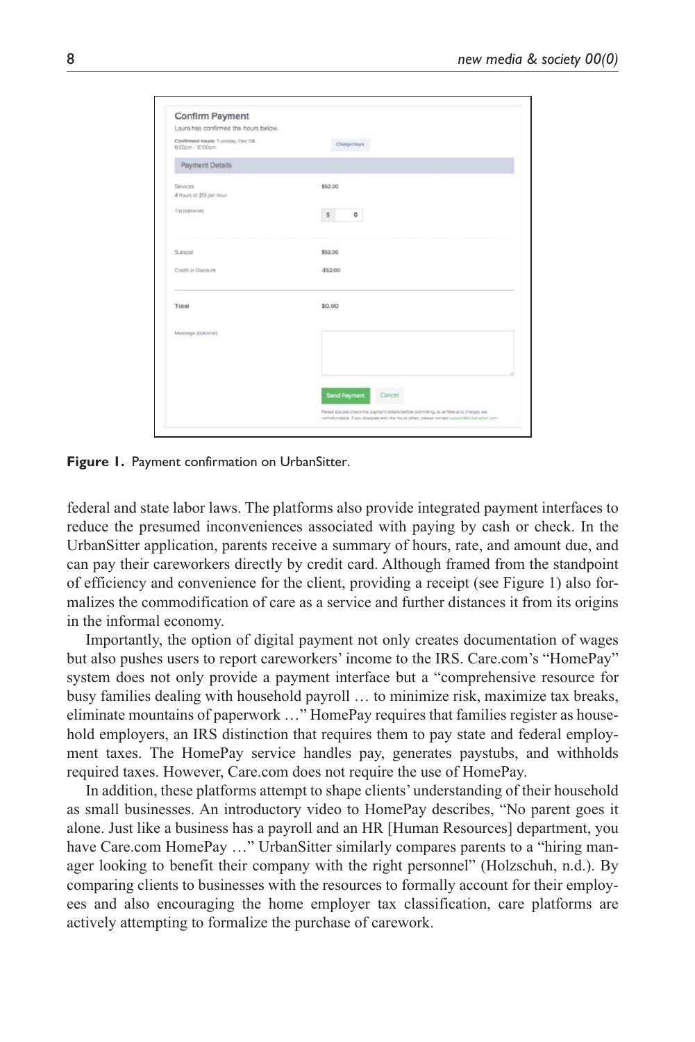**Figure 1.** Payment confirmation on UrbanSitter.

federal and state labor laws. The platforms also provide integrated payment interfaces to reduce the presumed inconveniences associated with paying by cash or check. In the UrbanSitter application, parents receive a summary of hours, rate, and amount due, and can pay their careworkers directly by credit card. Although framed from the standpoint of efficiency and convenience for the client, providing a receipt (see Figure 1) also formalizes the commodification of care as a service and further distances it from its origins in the informal economy.

Importantly, the option of digital payment not only creates documentation of wages but also pushes users to report careworkers' income to the IRS. Care.com's "HomePay" system does not only provide a payment interface but a "comprehensive resource for busy families dealing with household payroll … to minimize risk, maximize tax breaks, eliminate mountains of paperwork …" HomePay requires that families register as household employers, an IRS distinction that requires them to pay state and federal employment taxes. The HomePay service handles pay, generates paystubs, and withholds required taxes. However, Care.com does not require the use of HomePay.

In addition, these platforms attempt to shape clients' understanding of their household as small businesses. An introductory video to HomePay describes, "No parent goes it alone. Just like a business has a payroll and an HR [Human Resources] department, you have Care.com HomePay …" UrbanSitter similarly compares parents to a "hiring manager looking to benefit their company with the right personnel" (Holzschuh, n.d.). By comparing clients to businesses with the resources to formally account for their employees and also encouraging the home employer tax classification, care platforms are actively attempting to formalize the purchase of carework.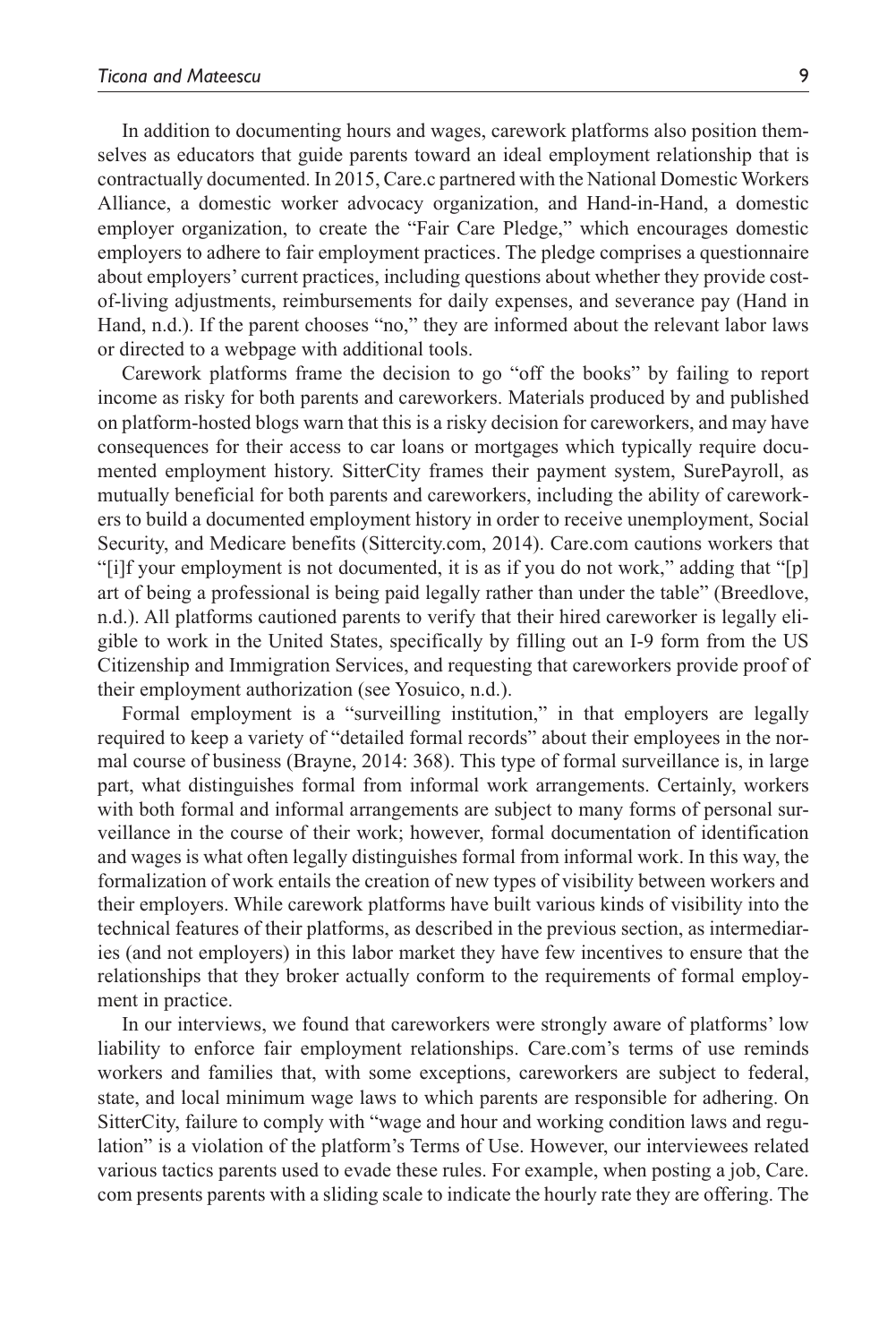In addition to documenting hours and wages, carework platforms also position themselves as educators that guide parents toward an ideal employment relationship that is contractually documented. In 2015, Care.c partnered with the National Domestic Workers Alliance, a domestic worker advocacy organization, and Hand-in-Hand, a domestic employer organization, to create the "Fair Care Pledge," which encourages domestic employers to adhere to fair employment practices. The pledge comprises a questionnaire about employers' current practices, including questions about whether they provide cost-of-living adjustments, reimbursements for daily expenses, and severance pay (Hand in Hand, n.d.). If the parent chooses "no," they are informed about the relevant labor laws or directed to a webpage with additional tools.

Carework platforms frame the decision to go "off the books" by failing to report income as risky for both parents and careworkers. Materials produced by and published on platform-hosted blogs warn that this is a risky decision for careworkers, and may have consequences for their access to car loans or mortgages which typically require documented employment history. SitterCity frames their payment system, SurePayroll, as mutually beneficial for both parents and careworkers, including the ability of careworkers to build a documented employment history in order to receive unemployment, Social Security, and Medicare benefits (Sittercity.com, 2014). Care.com cautions workers that "[i]f your employment is not documented, it is as if you do not work," adding that "[p]art of being a professional is being paid legally rather than under the table" (Breedlove, n.d.). All platforms cautioned parents to verify that their hired careworker is legally eligible to work in the United States, specifically by filling out an I-9 form from the US Citizenship and Immigration Services, and requesting that careworkers provide proof of their employment authorization (see Yosuico, n.d.).

Formal employment is a "surveilling institution," in that employers are legally required to keep a variety of "detailed formal records" about their employees in the normal course of business (Brayne, 2014: 368). This type of formal surveillance is, in large part, what distinguishes formal from informal work arrangements. Certainly, workers with both formal and informal arrangements are subject to many forms of personal surveillance in the course of their work; however, formal documentation of identification and wages is what often legally distinguishes formal from informal work. In this way, the formalization of work entails the creation of new types of visibility between workers and their employers. While carework platforms have built various kinds of visibility into the technical features of their platforms, as described in the previous section, as intermediaries (and not employers) in this labor market they have few incentives to ensure that the relationships that they broker actually conform to the requirements of formal employment in practice.

In our interviews, we found that careworkers were strongly aware of platforms' low liability to enforce fair employment relationships. Care.com's terms of use reminds workers and families that, with some exceptions, careworkers are subject to federal, state, and local minimum wage laws to which parents are responsible for adhering. On SitterCity, failure to comply with "wage and hour and working condition laws and regulation" is a violation of the platform's Terms of Use. However, our interviewees related various tactics parents used to evade these rules. For example, when posting a job, Care.com presents parents with a sliding scale to indicate the hourly rate they are offering. The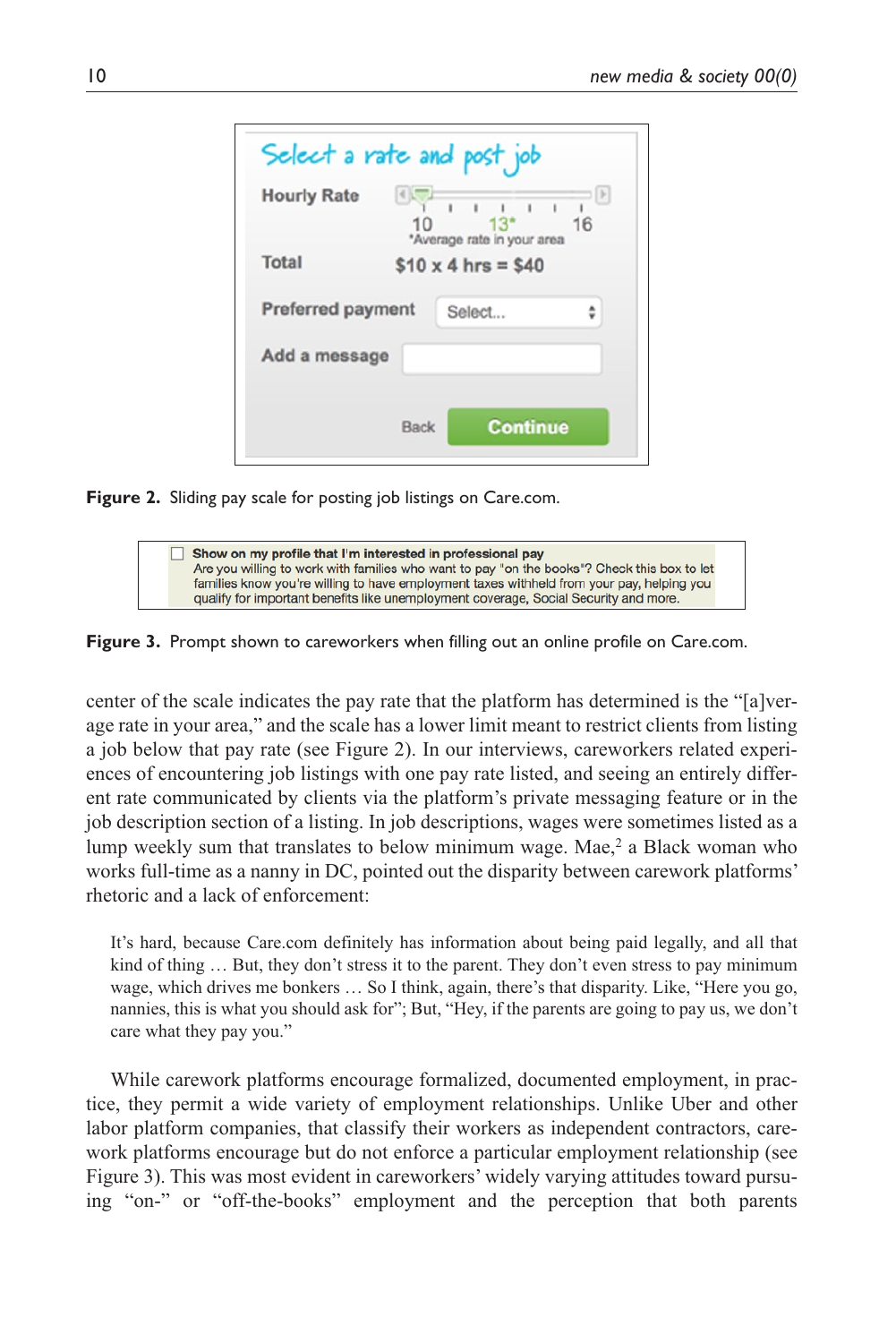Select a rate and post job

Hourly Rate

10 13* 16

*Average rate in your area

Total $10 x 4 hrs = $40

Preferred payment Select...

Add a message

Back Continue

**Figure 2.** Sliding pay scale for posting job listings on Care.com.

Show on my profile that I'm interested in professional pay
Are you willing to work with families who want to pay "on the books"? Check this box to let families know you're willing to have employment taxes withheld from your pay, helping you qualify for important benefits like unemployment coverage, Social Security and more.

**Figure 3.** Prompt shown to careworkers when filling out an online profile on Care.com.

center of the scale indicates the pay rate that the platform has determined is the "[a]verage rate in your area," and the scale has a lower limit meant to restrict clients from listing a job below that pay rate (see Figure 2). In our interviews, careworkers related experiences of encountering job listings with one pay rate listed, and seeing an entirely different rate communicated by clients via the platform's private messaging feature or in the job description section of a listing. In job descriptions, wages were sometimes listed as a lump weekly sum that translates to below minimum wage. Mae,[2] a Black woman who works full-time as a nanny in DC, pointed out the disparity between carework platforms' rhetoric and a lack of enforcement:

> It's hard, because Care.com definitely has information about being paid legally, and all that kind of thing … But, they don't stress it to the parent. They don't even stress to pay minimum wage, which drives me bonkers … So I think, again, there's that disparity. Like, "Here you go, nannies, this is what you should ask for"; But, "Hey, if the parents are going to pay us, we don't care what they pay you."

While carework platforms encourage formalized, documented employment, in practice, they permit a wide variety of employment relationships. Unlike Uber and other labor platform companies, that classify their workers as independent contractors, carework platforms encourage but do not enforce a particular employment relationship (see Figure 3). This was most evident in careworkers' widely varying attitudes toward pursuing "on-" or "off-the-books" employment and the perception that both parents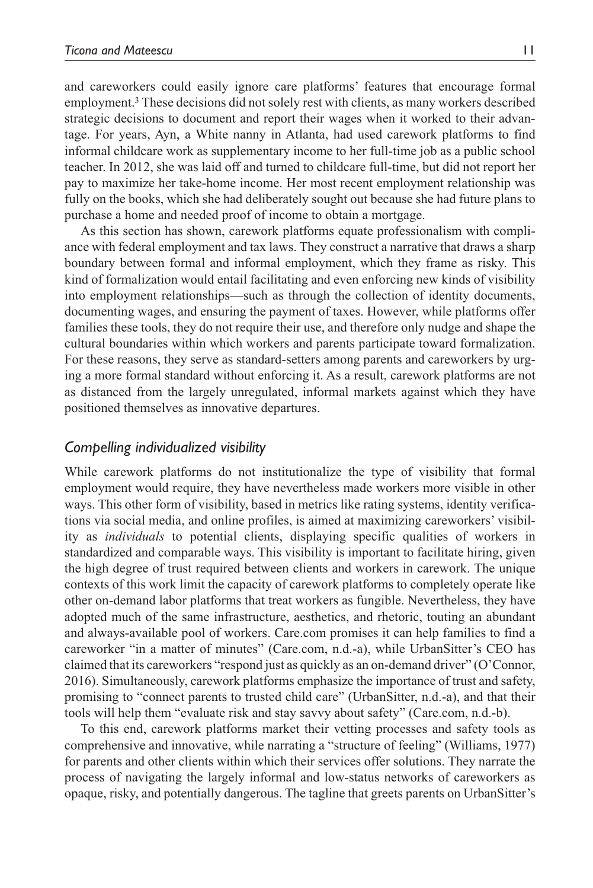and careworkers could easily ignore care platforms' features that encourage formal employment.[3] These decisions did not solely rest with clients, as many workers described strategic decisions to document and report their wages when it worked to their advantage. For years, Ayn, a White nanny in Atlanta, had used carework platforms to find informal childcare work as supplementary income to her full-time job as a public school teacher. In 2012, she was laid off and turned to childcare full-time, but did not report her pay to maximize her take-home income. Her most recent employment relationship was fully on the books, which she had deliberately sought out because she had future plans to purchase a home and needed proof of income to obtain a mortgage.

As this section has shown, carework platforms equate professionalism with compliance with federal employment and tax laws. They construct a narrative that draws a sharp boundary between formal and informal employment, which they frame as risky. This kind of formalization would entail facilitating and even enforcing new kinds of visibility into employment relationships—such as through the collection of identity documents, documenting wages, and ensuring the payment of taxes. However, while platforms offer families these tools, they do not require their use, and therefore only nudge and shape the cultural boundaries within which workers and parents participate toward formalization. For these reasons, they serve as standard-setters among parents and careworkers by urging a more formal standard without enforcing it. As a result, carework platforms are not as distanced from the largely unregulated, informal markets against which they have positioned themselves as innovative departures.

### *Compelling individualized visibility*

While carework platforms do not institutionalize the type of visibility that formal employment would require, they have nevertheless made workers more visible in other ways. This other form of visibility, based in metrics like rating systems, identity verifications via social media, and online profiles, is aimed at maximizing careworkers' visibility as *individuals* to potential clients, displaying specific qualities of workers in standardized and comparable ways. This visibility is important to facilitate hiring, given the high degree of trust required between clients and workers in carework. The unique contexts of this work limit the capacity of carework platforms to completely operate like other on-demand labor platforms that treat workers as fungible. Nevertheless, they have adopted much of the same infrastructure, aesthetics, and rhetoric, touting an abundant and always-available pool of workers. Care.com promises it can help families to find a careworker "in a matter of minutes" (Care.com, n.d.-a), while UrbanSitter's CEO has claimed that its careworkers "respond just as quickly as an on-demand driver" (O'Connor, 2016). Simultaneously, carework platforms emphasize the importance of trust and safety, promising to "connect parents to trusted child care" (UrbanSitter, n.d.-a), and that their tools will help them "evaluate risk and stay savvy about safety" (Care.com, n.d.-b).

To this end, carework platforms market their vetting processes and safety tools as comprehensive and innovative, while narrating a "structure of feeling" (Williams, 1977) for parents and other clients within which their services offer solutions. They narrate the process of navigating the largely informal and low-status networks of careworkers as opaque, risky, and potentially dangerous. The tagline that greets parents on UrbanSitter's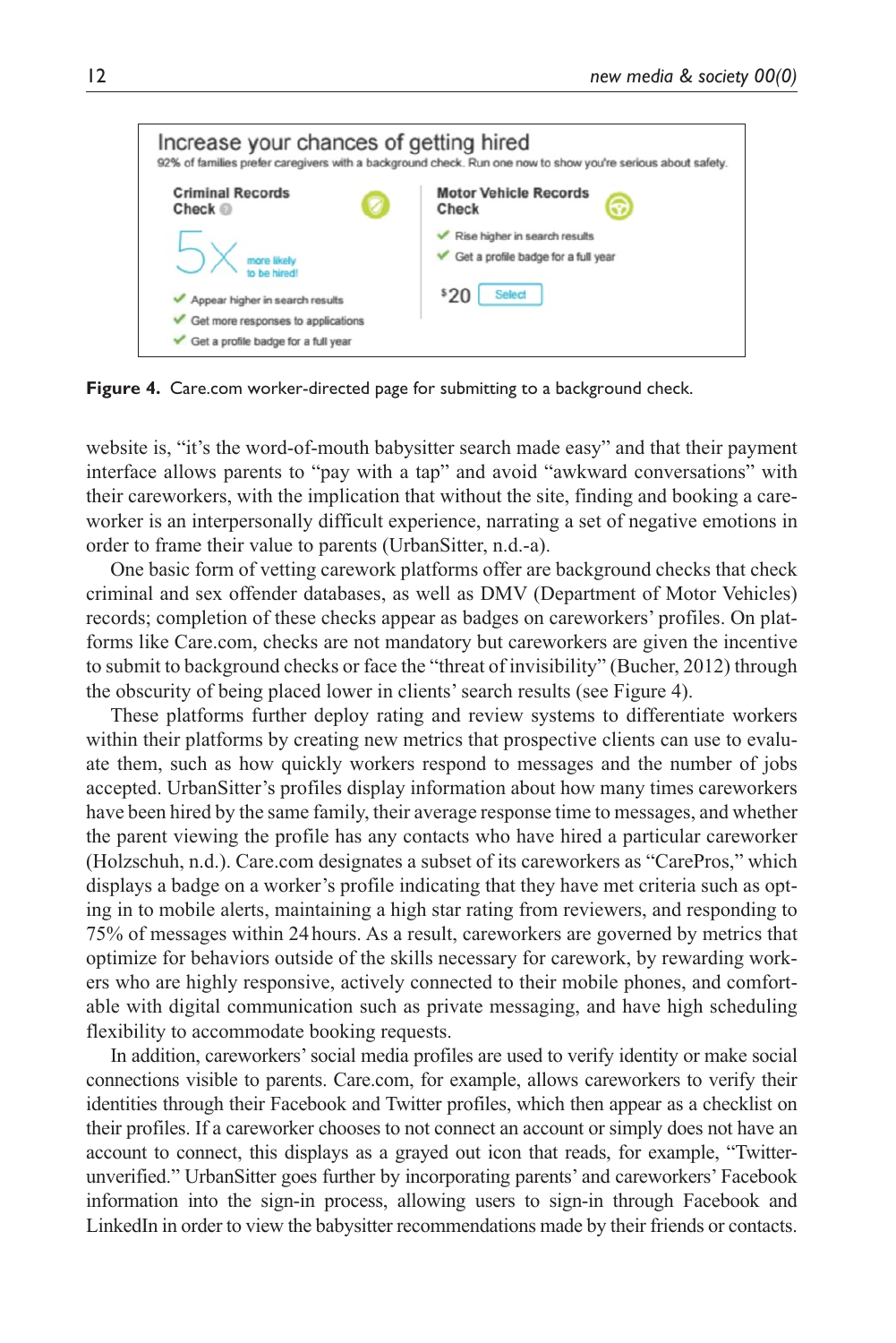Increase your chances of getting hired

92% of families prefer caregivers with a background check. Run one now to show you're serious about safety.

Criminal Records Check

5X more likely to be hired!

✓ Appear higher in search results

✓ Get more responses to applications

✓ Get a profile badge for a full year

Motor Vehicle Records Check

✓ Rise higher in search results

✓ Get a profile badge for a full year

$20 Select

**Figure 4.** Care.com worker-directed page for submitting to a background check.

website is, "it's the word-of-mouth babysitter search made easy" and that their payment interface allows parents to "pay with a tap" and avoid "awkward conversations" with their careworkers, with the implication that without the site, finding and booking a careworker is an interpersonally difficult experience, narrating a set of negative emotions in order to frame their value to parents (UrbanSitter, n.d.-a).

One basic form of vetting carework platforms offer are background checks that check criminal and sex offender databases, as well as DMV (Department of Motor Vehicles) records; completion of these checks appear as badges on careworkers' profiles. On platforms like Care.com, checks are not mandatory but careworkers are given the incentive to submit to background checks or face the "threat of invisibility" (Bucher, 2012) through the obscurity of being placed lower in clients' search results (see Figure 4).

These platforms further deploy rating and review systems to differentiate workers within their platforms by creating new metrics that prospective clients can use to evaluate them, such as how quickly workers respond to messages and the number of jobs accepted. UrbanSitter's profiles display information about how many times careworkers have been hired by the same family, their average response time to messages, and whether the parent viewing the profile has any contacts who have hired a particular careworker (Holzschuh, n.d.). Care.com designates a subset of its careworkers as "CarePros," which displays a badge on a worker's profile indicating that they have met criteria such as opting in to mobile alerts, maintaining a high star rating from reviewers, and responding to 75% of messages within 24 hours. As a result, careworkers are governed by metrics that optimize for behaviors outside of the skills necessary for carework, by rewarding workers who are highly responsive, actively connected to their mobile phones, and comfortable with digital communication such as private messaging, and have high scheduling flexibility to accommodate booking requests.

In addition, careworkers' social media profiles are used to verify identity or make social connections visible to parents. Care.com, for example, allows careworkers to verify their identities through their Facebook and Twitter profiles, which then appear as a checklist on their profiles. If a careworker chooses to not connect an account or simply does not have an account to connect, this displays as a grayed out icon that reads, for example, "Twitter-unverified." UrbanSitter goes further by incorporating parents' and careworkers' Facebook information into the sign-in process, allowing users to sign-in through Facebook and LinkedIn in order to view the babysitter recommendations made by their friends or contacts.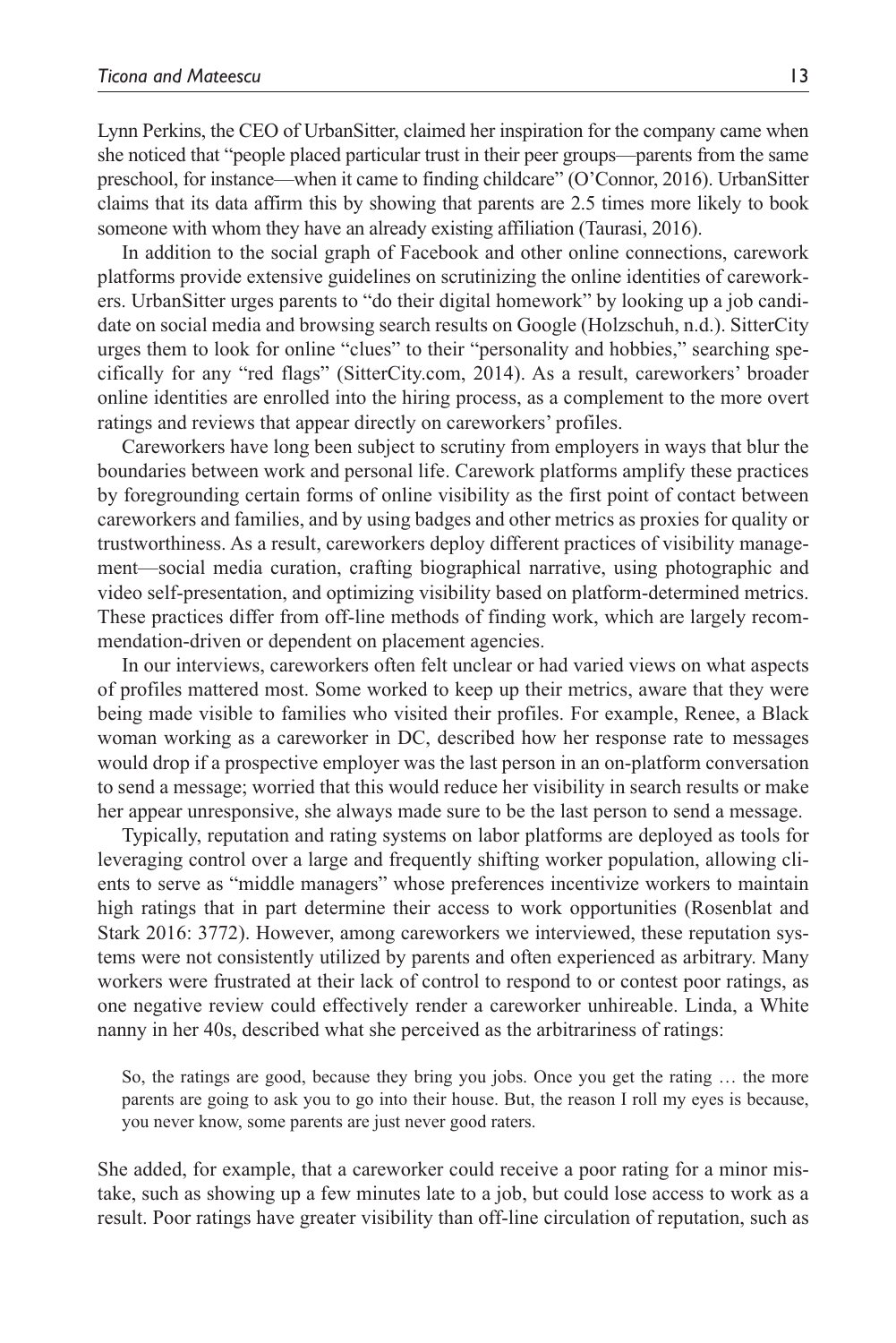Lynn Perkins, the CEO of UrbanSitter, claimed her inspiration for the company came when she noticed that "people placed particular trust in their peer groups—parents from the same preschool, for instance—when it came to finding childcare" (O'Connor, 2016). UrbanSitter claims that its data affirm this by showing that parents are 2.5 times more likely to book someone with whom they have an already existing affiliation (Taurasi, 2016).

In addition to the social graph of Facebook and other online connections, carework platforms provide extensive guidelines on scrutinizing the online identities of careworkers. UrbanSitter urges parents to "do their digital homework" by looking up a job candidate on social media and browsing search results on Google (Holzschuh, n.d.). SitterCity urges them to look for online "clues" to their "personality and hobbies," searching specifically for any "red flags" (SitterCity.com, 2014). As a result, careworkers' broader online identities are enrolled into the hiring process, as a complement to the more overt ratings and reviews that appear directly on careworkers' profiles.

Careworkers have long been subject to scrutiny from employers in ways that blur the boundaries between work and personal life. Carework platforms amplify these practices by foregrounding certain forms of online visibility as the first point of contact between careworkers and families, and by using badges and other metrics as proxies for quality or trustworthiness. As a result, careworkers deploy different practices of visibility management—social media curation, crafting biographical narrative, using photographic and video self-presentation, and optimizing visibility based on platform-determined metrics. These practices differ from off-line methods of finding work, which are largely recommendation-driven or dependent on placement agencies.

In our interviews, careworkers often felt unclear or had varied views on what aspects of profiles mattered most. Some worked to keep up their metrics, aware that they were being made visible to families who visited their profiles. For example, Renee, a Black woman working as a careworker in DC, described how her response rate to messages would drop if a prospective employer was the last person in an on-platform conversation to send a message; worried that this would reduce her visibility in search results or make her appear unresponsive, she always made sure to be the last person to send a message.

Typically, reputation and rating systems on labor platforms are deployed as tools for leveraging control over a large and frequently shifting worker population, allowing clients to serve as "middle managers" whose preferences incentivize workers to maintain high ratings that in part determine their access to work opportunities (Rosenblat and Stark 2016: 3772). However, among careworkers we interviewed, these reputation systems were not consistently utilized by parents and often experienced as arbitrary. Many workers were frustrated at their lack of control to respond to or contest poor ratings, as one negative review could effectively render a careworker unhireable. Linda, a White nanny in her 40s, described what she perceived as the arbitrariness of ratings:

> So, the ratings are good, because they bring you jobs. Once you get the rating … the more parents are going to ask you to go into their house. But, the reason I roll my eyes is because, you never know, some parents are just never good raters.

She added, for example, that a careworker could receive a poor rating for a minor mistake, such as showing up a few minutes late to a job, but could lose access to work as a result. Poor ratings have greater visibility than off-line circulation of reputation, such as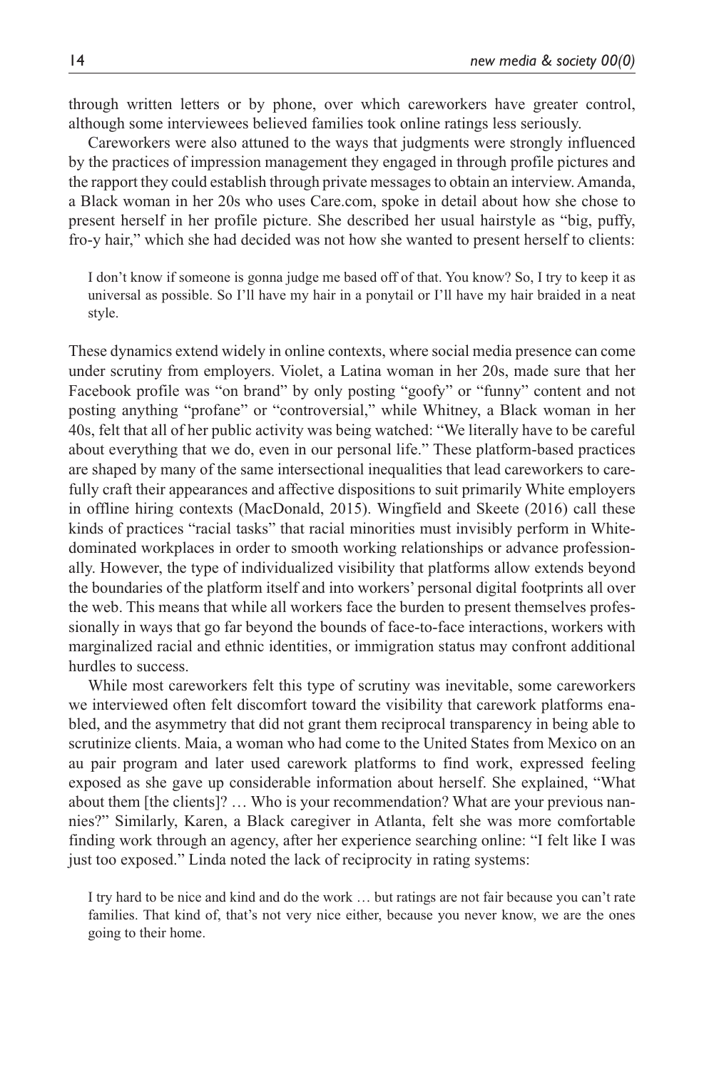through written letters or by phone, over which careworkers have greater control, although some interviewees believed families took online ratings less seriously.

Careworkers were also attuned to the ways that judgments were strongly influenced by the practices of impression management they engaged in through profile pictures and the rapport they could establish through private messages to obtain an interview. Amanda, a Black woman in her 20s who uses Care.com, spoke in detail about how she chose to present herself in her profile picture. She described her usual hairstyle as "big, puffy, fro-y hair," which she had decided was not how she wanted to present herself to clients:

> I don't know if someone is gonna judge me based off of that. You know? So, I try to keep it as universal as possible. So I'll have my hair in a ponytail or I'll have my hair braided in a neat style.

These dynamics extend widely in online contexts, where social media presence can come under scrutiny from employers. Violet, a Latina woman in her 20s, made sure that her Facebook profile was "on brand" by only posting "goofy" or "funny" content and not posting anything "profane" or "controversial," while Whitney, a Black woman in her 40s, felt that all of her public activity was being watched: "We literally have to be careful about everything that we do, even in our personal life." These platform-based practices are shaped by many of the same intersectional inequalities that lead careworkers to carefully craft their appearances and affective dispositions to suit primarily White employers in offline hiring contexts (MacDonald, 2015). Wingfield and Skeete (2016) call these kinds of practices "racial tasks" that racial minorities must invisibly perform in White-dominated workplaces in order to smooth working relationships or advance professionally. However, the type of individualized visibility that platforms allow extends beyond the boundaries of the platform itself and into workers' personal digital footprints all over the web. This means that while all workers face the burden to present themselves professionally in ways that go far beyond the bounds of face-to-face interactions, workers with marginalized racial and ethnic identities, or immigration status may confront additional hurdles to success.

While most careworkers felt this type of scrutiny was inevitable, some careworkers we interviewed often felt discomfort toward the visibility that carework platforms enabled, and the asymmetry that did not grant them reciprocal transparency in being able to scrutinize clients. Maia, a woman who had come to the United States from Mexico on an au pair program and later used carework platforms to find work, expressed feeling exposed as she gave up considerable information about herself. She explained, "What about them [the clients]? … Who is your recommendation? What are your previous nannies?" Similarly, Karen, a Black caregiver in Atlanta, felt she was more comfortable finding work through an agency, after her experience searching online: "I felt like I was just too exposed." Linda noted the lack of reciprocity in rating systems:

> I try hard to be nice and kind and do the work … but ratings are not fair because you can't rate families. That kind of, that's not very nice either, because you never know, we are the ones going to their home.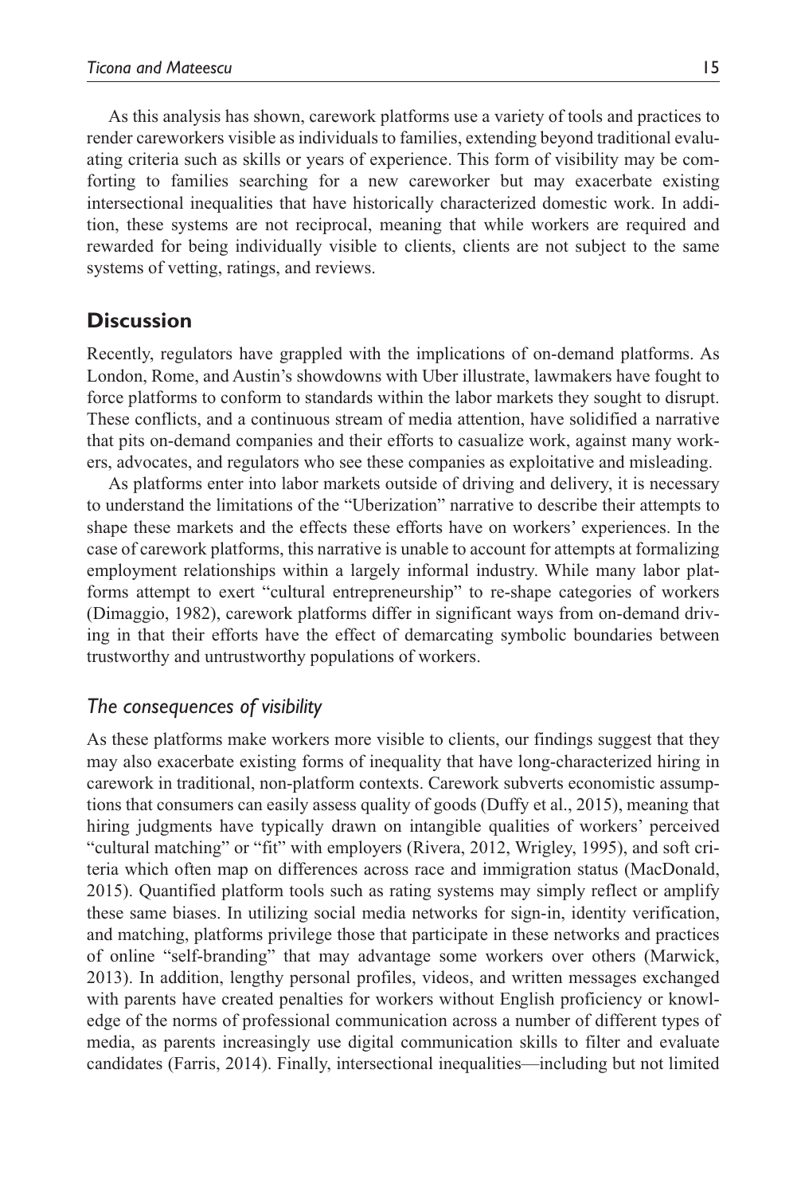As this analysis has shown, carework platforms use a variety of tools and practices to render careworkers visible as individuals to families, extending beyond traditional evaluating criteria such as skills or years of experience. This form of visibility may be comforting to families searching for a new careworker but may exacerbate existing intersectional inequalities that have historically characterized domestic work. In addition, these systems are not reciprocal, meaning that while workers are required and rewarded for being individually visible to clients, clients are not subject to the same systems of vetting, ratings, and reviews.

## Discussion

Recently, regulators have grappled with the implications of on-demand platforms. As London, Rome, and Austin's showdowns with Uber illustrate, lawmakers have fought to force platforms to conform to standards within the labor markets they sought to disrupt. These conflicts, and a continuous stream of media attention, have solidified a narrative that pits on-demand companies and their efforts to casualize work, against many workers, advocates, and regulators who see these companies as exploitative and misleading.

As platforms enter into labor markets outside of driving and delivery, it is necessary to understand the limitations of the "Uberization" narrative to describe their attempts to shape these markets and the effects these efforts have on workers' experiences. In the case of carework platforms, this narrative is unable to account for attempts at formalizing employment relationships within a largely informal industry. While many labor platforms attempt to exert "cultural entrepreneurship" to re-shape categories of workers (Dimaggio, 1982), carework platforms differ in significant ways from on-demand driving in that their efforts have the effect of demarcating symbolic boundaries between trustworthy and untrustworthy populations of workers.

### *The consequences of visibility*

As these platforms make workers more visible to clients, our findings suggest that they may also exacerbate existing forms of inequality that have long-characterized hiring in carework in traditional, non-platform contexts. Carework subverts economistic assumptions that consumers can easily assess quality of goods (Duffy et al., 2015), meaning that hiring judgments have typically drawn on intangible qualities of workers' perceived "cultural matching" or "fit" with employers (Rivera, 2012, Wrigley, 1995), and soft criteria which often map on differences across race and immigration status (MacDonald, 2015). Quantified platform tools such as rating systems may simply reflect or amplify these same biases. In utilizing social media networks for sign-in, identity verification, and matching, platforms privilege those that participate in these networks and practices of online "self-branding" that may advantage some workers over others (Marwick, 2013). In addition, lengthy personal profiles, videos, and written messages exchanged with parents have created penalties for workers without English proficiency or knowledge of the norms of professional communication across a number of different types of media, as parents increasingly use digital communication skills to filter and evaluate candidates (Farris, 2014). Finally, intersectional inequalities—including but not limited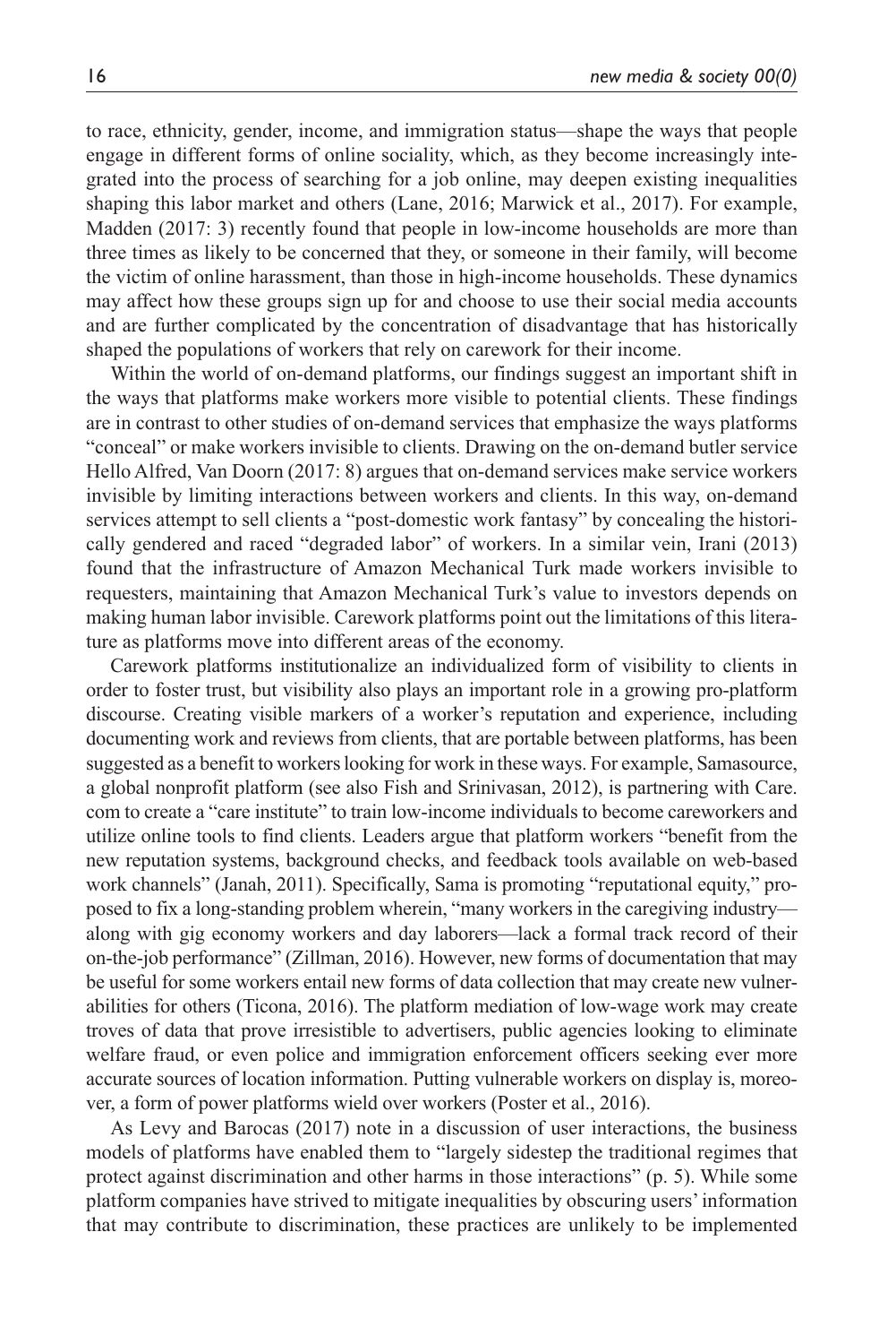to race, ethnicity, gender, income, and immigration status—shape the ways that people engage in different forms of online sociality, which, as they become increasingly integrated into the process of searching for a job online, may deepen existing inequalities shaping this labor market and others (Lane, 2016; Marwick et al., 2017). For example, Madden (2017: 3) recently found that people in low-income households are more than three times as likely to be concerned that they, or someone in their family, will become the victim of online harassment, than those in high-income households. These dynamics may affect how these groups sign up for and choose to use their social media accounts and are further complicated by the concentration of disadvantage that has historically shaped the populations of workers that rely on carework for their income.

Within the world of on-demand platforms, our findings suggest an important shift in the ways that platforms make workers more visible to potential clients. These findings are in contrast to other studies of on-demand services that emphasize the ways platforms "conceal" or make workers invisible to clients. Drawing on the on-demand butler service Hello Alfred, Van Doorn (2017: 8) argues that on-demand services make service workers invisible by limiting interactions between workers and clients. In this way, on-demand services attempt to sell clients a "post-domestic work fantasy" by concealing the historically gendered and raced "degraded labor" of workers. In a similar vein, Irani (2013) found that the infrastructure of Amazon Mechanical Turk made workers invisible to requesters, maintaining that Amazon Mechanical Turk's value to investors depends on making human labor invisible. Carework platforms point out the limitations of this literature as platforms move into different areas of the economy.

Carework platforms institutionalize an individualized form of visibility to clients in order to foster trust, but visibility also plays an important role in a growing pro-platform discourse. Creating visible markers of a worker's reputation and experience, including documenting work and reviews from clients, that are portable between platforms, has been suggested as a benefit to workers looking for work in these ways. For example, Samasource, a global nonprofit platform (see also Fish and Srinivasan, 2012), is partnering with Care.com to create a "care institute" to train low-income individuals to become careworkers and utilize online tools to find clients. Leaders argue that platform workers "benefit from the new reputation systems, background checks, and feedback tools available on web-based work channels" (Janah, 2011). Specifically, Sama is promoting "reputational equity," proposed to fix a long-standing problem wherein, "many workers in the caregiving industry—along with gig economy workers and day laborers—lack a formal track record of their on-the-job performance" (Zillman, 2016). However, new forms of documentation that may be useful for some workers entail new forms of data collection that may create new vulnerabilities for others (Ticona, 2016). The platform mediation of low-wage work may create troves of data that prove irresistible to advertisers, public agencies looking to eliminate welfare fraud, or even police and immigration enforcement officers seeking ever more accurate sources of location information. Putting vulnerable workers on display is, moreover, a form of power platforms wield over workers (Poster et al., 2016).

As Levy and Barocas (2017) note in a discussion of user interactions, the business models of platforms have enabled them to "largely sidestep the traditional regimes that protect against discrimination and other harms in those interactions" (p. 5). While some platform companies have strived to mitigate inequalities by obscuring users' information that may contribute to discrimination, these practices are unlikely to be implemented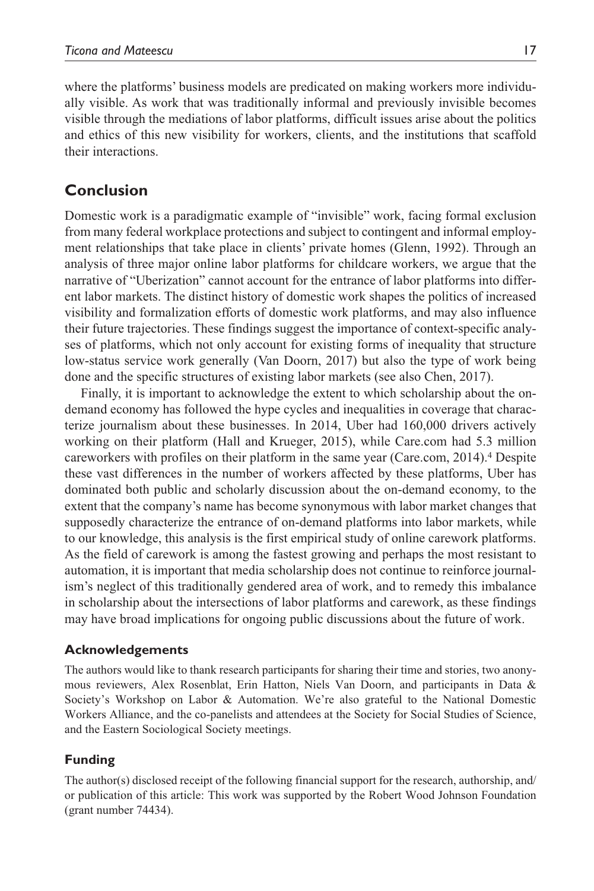where the platforms' business models are predicated on making workers more individually visible. As work that was traditionally informal and previously invisible becomes visible through the mediations of labor platforms, difficult issues arise about the politics and ethics of this new visibility for workers, clients, and the institutions that scaffold their interactions.

## Conclusion

Domestic work is a paradigmatic example of "invisible" work, facing formal exclusion from many federal workplace protections and subject to contingent and informal employment relationships that take place in clients' private homes (Glenn, 1992). Through an analysis of three major online labor platforms for childcare workers, we argue that the narrative of "Uberization" cannot account for the entrance of labor platforms into different labor markets. The distinct history of domestic work shapes the politics of increased visibility and formalization efforts of domestic work platforms, and may also influence their future trajectories. These findings suggest the importance of context-specific analyses of platforms, which not only account for existing forms of inequality that structure low-status service work generally (Van Doorn, 2017) but also the type of work being done and the specific structures of existing labor markets (see also Chen, 2017).

Finally, it is important to acknowledge the extent to which scholarship about the on-demand economy has followed the hype cycles and inequalities in coverage that characterize journalism about these businesses. In 2014, Uber had 160,000 drivers actively working on their platform (Hall and Krueger, 2015), while Care.com had 5.3 million careworkers with profiles on their platform in the same year (Care.com, 2014).[4] Despite these vast differences in the number of workers affected by these platforms, Uber has dominated both public and scholarly discussion about the on-demand economy, to the extent that the company's name has become synonymous with labor market changes that supposedly characterize the entrance of on-demand platforms into labor markets, while to our knowledge, this analysis is the first empirical study of online carework platforms. As the field of carework is among the fastest growing and perhaps the most resistant to automation, it is important that media scholarship does not continue to reinforce journalism's neglect of this traditionally gendered area of work, and to remedy this imbalance in scholarship about the intersections of labor platforms and carework, as these findings may have broad implications for ongoing public discussions about the future of work.

### Acknowledgements

The authors would like to thank research participants for sharing their time and stories, two anonymous reviewers, Alex Rosenblat, Erin Hatton, Niels Van Doorn, and participants in Data & Society's Workshop on Labor & Automation. We're also grateful to the National Domestic Workers Alliance, and the co-panelists and attendees at the Society for Social Studies of Science, and the Eastern Sociological Society meetings.

### Funding

The author(s) disclosed receipt of the following financial support for the research, authorship, and/or publication of this article: This work was supported by the Robert Wood Johnson Foundation (grant number 74434).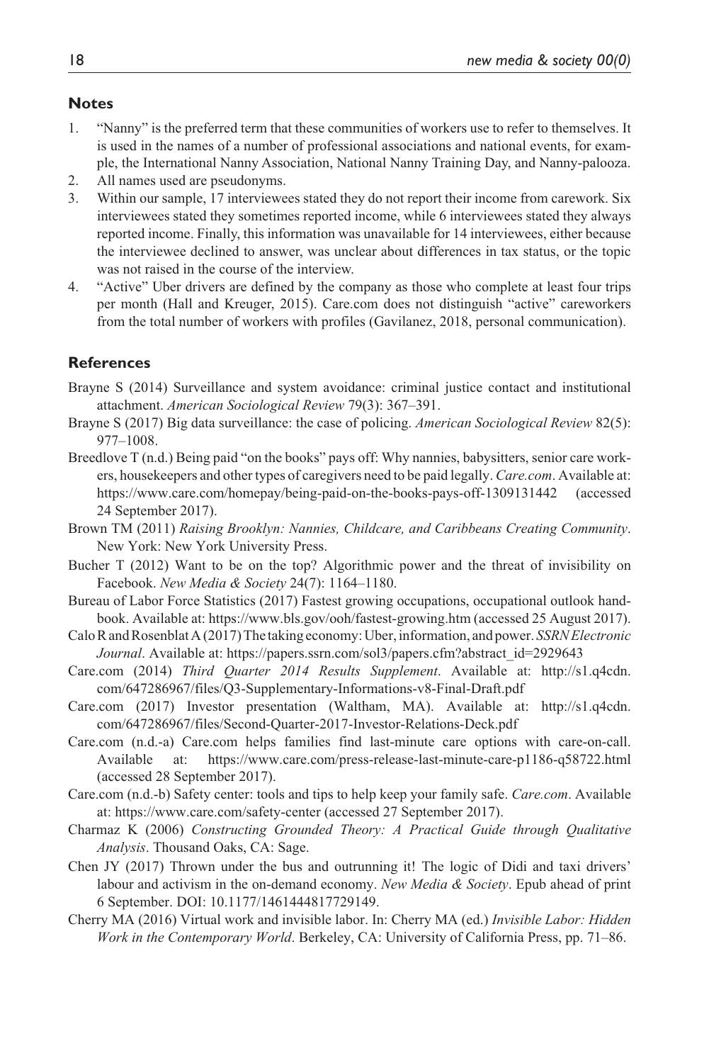## Notes

1. "Nanny" is the preferred term that these communities of workers use to refer to themselves. It is used in the names of a number of professional associations and national events, for example, the International Nanny Association, National Nanny Training Day, and Nanny-palooza.
2. All names used are pseudonyms.
3. Within our sample, 17 interviewees stated they do not report their income from carework. Six interviewees stated they sometimes reported income, while 6 interviewees stated they always reported income. Finally, this information was unavailable for 14 interviewees, either because the interviewee declined to answer, was unclear about differences in tax status, or the topic was not raised in the course of the interview.
4. "Active" Uber drivers are defined by the company as those who complete at least four trips per month (Hall and Kreuger, 2015). Care.com does not distinguish "active" careworkers from the total number of workers with profiles (Gavilanez, 2018, personal communication).

## References

Brayne S (2014) Surveillance and system avoidance: criminal justice contact and institutional attachment. *American Sociological Review* 79(3): 367–391.

Brayne S (2017) Big data surveillance: the case of policing. *American Sociological Review* 82(5): 977–1008.

Breedlove T (n.d.) Being paid "on the books" pays off: Why nannies, babysitters, senior care workers, housekeepers and other types of caregivers need to be paid legally. *Care.com*. Available at: https://www.care.com/homepay/being-paid-on-the-books-pays-off-1309131442 (accessed 24 September 2017).

Brown TM (2011) *Raising Brooklyn: Nannies, Childcare, and Caribbeans Creating Community*. New York: New York University Press.

Bucher T (2012) Want to be on the top? Algorithmic power and the threat of invisibility on Facebook. *New Media & Society* 24(7): 1164–1180.

Bureau of Labor Force Statistics (2017) Fastest growing occupations, occupational outlook handbook. Available at: https://www.bls.gov/ooh/fastest-growing.htm (accessed 25 August 2017).

Calo R and Rosenblat A (2017) The taking economy: Uber, information, and power. *SSRN Electronic Journal*. Available at: https://papers.ssrn.com/sol3/papers.cfm?abstract_id=2929643

Care.com (2014) *Third Quarter 2014 Results Supplement*. Available at: http://s1.q4cdn.com/647286967/files/Q3-Supplementary-Informations-v8-Final-Draft.pdf

Care.com (2017) Investor presentation (Waltham, MA). Available at: http://s1.q4cdn.com/647286967/files/Second-Quarter-2017-Investor-Relations-Deck.pdf

Care.com (n.d.-a) Care.com helps families find last-minute care options with care-on-call. Available at: https://www.care.com/press-release-last-minute-care-p1186-q58722.html (accessed 28 September 2017).

Care.com (n.d.-b) Safety center: tools and tips to help keep your family safe. *Care.com*. Available at: https://www.care.com/safety-center (accessed 27 September 2017).

Charmaz K (2006) *Constructing Grounded Theory: A Practical Guide through Qualitative Analysis*. Thousand Oaks, CA: Sage.

Chen JY (2017) Thrown under the bus and outrunning it! The logic of Didi and taxi drivers' labour and activism in the on-demand economy. *New Media & Society*. Epub ahead of print 6 September. DOI: 10.1177/1461444817729149.

Cherry MA (2016) Virtual work and invisible labor. In: Cherry MA (ed.) *Invisible Labor: Hidden Work in the Contemporary World*. Berkeley, CA: University of California Press, pp. 71–86.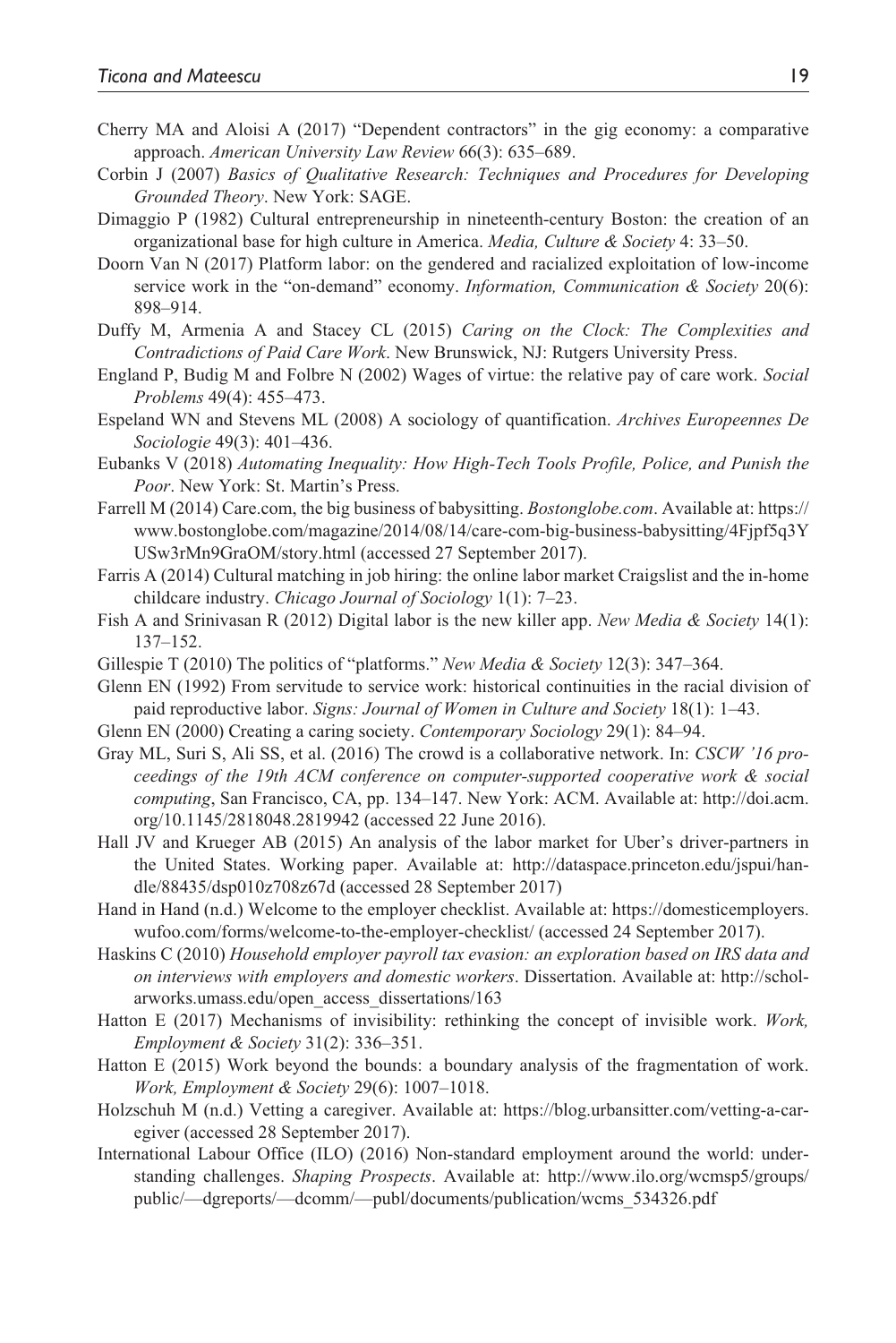Cherry MA and Aloisi A (2017) "Dependent contractors" in the gig economy: a comparative approach. *American University Law Review* 66(3): 635–689.

Corbin J (2007) *Basics of Qualitative Research: Techniques and Procedures for Developing Grounded Theory*. New York: SAGE.

Dimaggio P (1982) Cultural entrepreneurship in nineteenth-century Boston: the creation of an organizational base for high culture in America. *Media, Culture & Society* 4: 33–50.

Doorn Van N (2017) Platform labor: on the gendered and racialized exploitation of low-income service work in the "on-demand" economy. *Information, Communication & Society* 20(6): 898–914.

Duffy M, Armenia A and Stacey CL (2015) *Caring on the Clock: The Complexities and Contradictions of Paid Care Work*. New Brunswick, NJ: Rutgers University Press.

England P, Budig M and Folbre N (2002) Wages of virtue: the relative pay of care work. *Social Problems* 49(4): 455–473.

Espeland WN and Stevens ML (2008) A sociology of quantification. *Archives Europeennes De Sociologie* 49(3): 401–436.

Eubanks V (2018) *Automating Inequality: How High-Tech Tools Profile, Police, and Punish the Poor*. New York: St. Martin's Press.

Farrell M (2014) Care.com, the big business of babysitting. *Bostonglobe.com*. Available at: https://www.bostonglobe.com/magazine/2014/08/14/care-com-big-business-babysitting/4Fjpf5q3YUSw3rMn9GraOM/story.html (accessed 27 September 2017).

Farris A (2014) Cultural matching in job hiring: the online labor market Craigslist and the in-home childcare industry. *Chicago Journal of Sociology* 1(1): 7–23.

Fish A and Srinivasan R (2012) Digital labor is the new killer app. *New Media & Society* 14(1): 137–152.

Gillespie T (2010) The politics of "platforms." *New Media & Society* 12(3): 347–364.

Glenn EN (1992) From servitude to service work: historical continuities in the racial division of paid reproductive labor. *Signs: Journal of Women in Culture and Society* 18(1): 1–43.

Glenn EN (2000) Creating a caring society. *Contemporary Sociology* 29(1): 84–94.

Gray ML, Suri S, Ali SS, et al. (2016) The crowd is a collaborative network. In: *CSCW '16 proceedings of the 19th ACM conference on computer-supported cooperative work & social computing*, San Francisco, CA, pp. 134–147. New York: ACM. Available at: http://doi.acm.org/10.1145/2818048.2819942 (accessed 22 June 2016).

Hall JV and Krueger AB (2015) An analysis of the labor market for Uber's driver-partners in the United States. Working paper. Available at: http://dataspace.princeton.edu/jspui/handle/88435/dsp010z708z67d (accessed 28 September 2017)

Hand in Hand (n.d.) Welcome to the employer checklist. Available at: https://domesticemployers.wufoo.com/forms/welcome-to-the-employer-checklist/ (accessed 24 September 2017).

Haskins C (2010) *Household employer payroll tax evasion: an exploration based on IRS data and on interviews with employers and domestic workers*. Dissertation. Available at: http://scholarworks.umass.edu/open_access_dissertations/163

Hatton E (2017) Mechanisms of invisibility: rethinking the concept of invisible work. *Work, Employment & Society* 31(2): 336–351.

Hatton E (2015) Work beyond the bounds: a boundary analysis of the fragmentation of work. *Work, Employment & Society* 29(6): 1007–1018.

Holzschuh M (n.d.) Vetting a caregiver. Available at: https://blog.urbansitter.com/vetting-a-caregiver (accessed 28 September 2017).

International Labour Office (ILO) (2016) Non-standard employment around the world: understanding challenges. *Shaping Prospects*. Available at: http://www.ilo.org/wcmsp5/groups/public/—dgreports/—dcomm/—publ/documents/publication/wcms_534326.pdf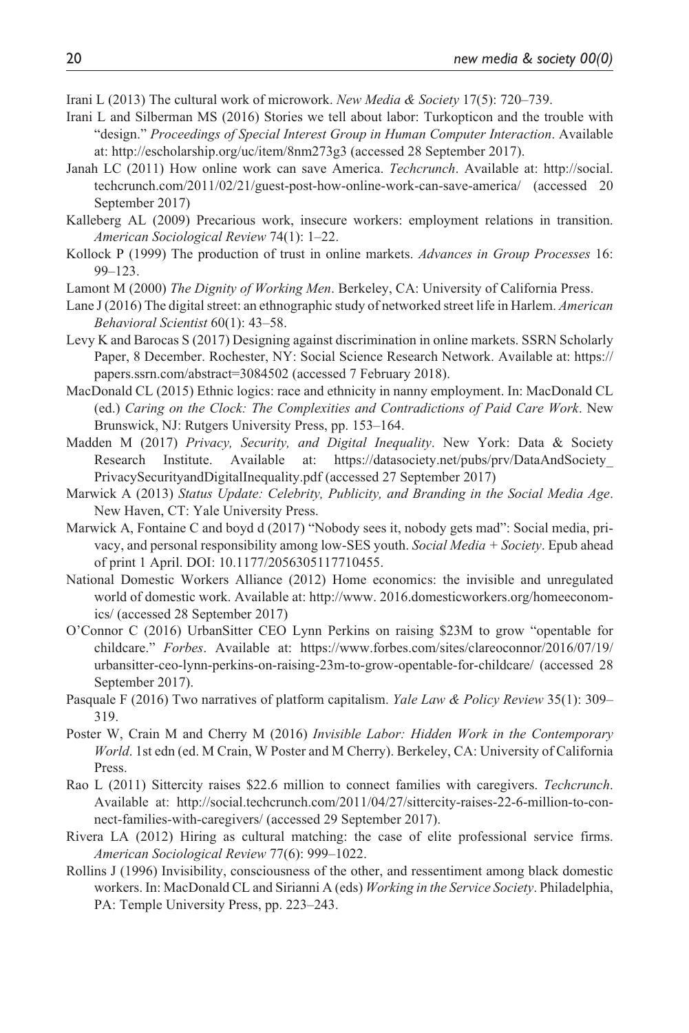Irani L (2013) The cultural work of microwork. *New Media & Society* 17(5): 720–739.

Irani L and Silberman MS (2016) Stories we tell about labor: Turkopticon and the trouble with "design." *Proceedings of Special Interest Group in Human Computer Interaction*. Available at: http://escholarship.org/uc/item/8nm273g3 (accessed 28 September 2017).

Janah LC (2011) How online work can save America. *Techcrunch*. Available at: http://social.techcrunch.com/2011/02/21/guest-post-how-online-work-can-save-america/ (accessed 20 September 2017)

Kalleberg AL (2009) Precarious work, insecure workers: employment relations in transition. *American Sociological Review* 74(1): 1–22.

Kollock P (1999) The production of trust in online markets. *Advances in Group Processes* 16: 99–123.

Lamont M (2000) *The Dignity of Working Men*. Berkeley, CA: University of California Press.

Lane J (2016) The digital street: an ethnographic study of networked street life in Harlem. *American Behavioral Scientist* 60(1): 43–58.

Levy K and Barocas S (2017) Designing against discrimination in online markets. SSRN Scholarly Paper, 8 December. Rochester, NY: Social Science Research Network. Available at: https://papers.ssrn.com/abstract=3084502 (accessed 7 February 2018).

MacDonald CL (2015) Ethnic logics: race and ethnicity in nanny employment. In: MacDonald CL (ed.) *Caring on the Clock: The Complexities and Contradictions of Paid Care Work*. New Brunswick, NJ: Rutgers University Press, pp. 153–164.

Madden M (2017) *Privacy, Security, and Digital Inequality*. New York: Data & Society Research Institute. Available at: https://datasociety.net/pubs/prv/DataAndSociety_PrivacySecurityandDigitalInequality.pdf (accessed 27 September 2017)

Marwick A (2013) *Status Update: Celebrity, Publicity, and Branding in the Social Media Age*. New Haven, CT: Yale University Press.

Marwick A, Fontaine C and boyd d (2017) "Nobody sees it, nobody gets mad": Social media, privacy, and personal responsibility among low-SES youth. *Social Media + Society*. Epub ahead of print 1 April. DOI: 10.1177/2056305117710455.

National Domestic Workers Alliance (2012) Home economics: the invisible and unregulated world of domestic work. Available at: http://www. 2016.domesticworkers.org/homeeconomics/ (accessed 28 September 2017)

O'Connor C (2016) UrbanSitter CEO Lynn Perkins on raising $23M to grow "opentable for childcare." *Forbes*. Available at: https://www.forbes.com/sites/clareoconnor/2016/07/19/urbansitter-ceo-lynn-perkins-on-raising-23m-to-grow-opentable-for-childcare/ (accessed 28 September 2017).

Pasquale F (2016) Two narratives of platform capitalism. *Yale Law & Policy Review* 35(1): 309–319.

Poster W, Crain M and Cherry M (2016) *Invisible Labor: Hidden Work in the Contemporary World*. 1st edn (ed. M Crain, W Poster and M Cherry). Berkeley, CA: University of California Press.

Rao L (2011) Sittercity raises $22.6 million to connect families with caregivers. *Techcrunch*. Available at: http://social.techcrunch.com/2011/04/27/sittercity-raises-22-6-million-to-connect-families-with-caregivers/ (accessed 29 September 2017).

Rivera LA (2012) Hiring as cultural matching: the case of elite professional service firms. *American Sociological Review* 77(6): 999–1022.

Rollins J (1996) Invisibility, consciousness of the other, and ressentiment among black domestic workers. In: MacDonald CL and Sirianni A (eds) *Working in the Service Society*. Philadelphia, PA: Temple University Press, pp. 223–243.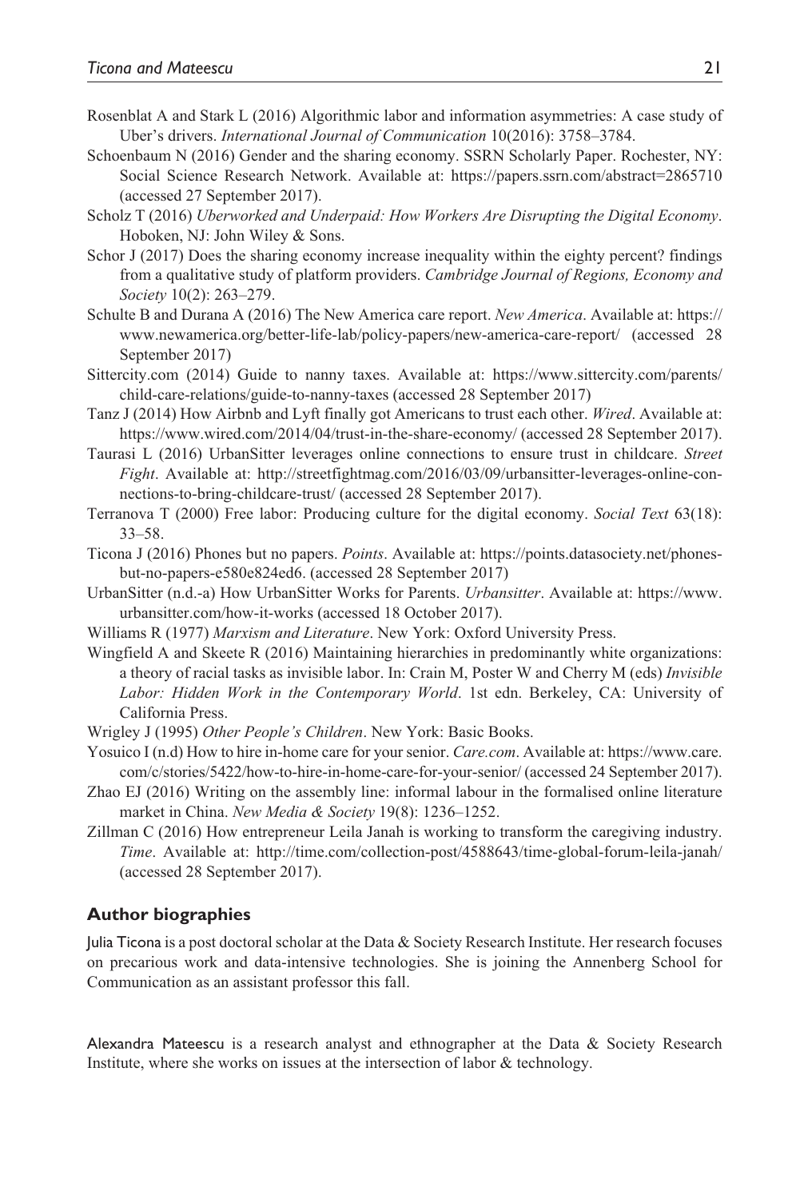Rosenblat A and Stark L (2016) Algorithmic labor and information asymmetries: A case study of Uber's drivers. *International Journal of Communication* 10(2016): 3758–3784.

Schoenbaum N (2016) Gender and the sharing economy. SSRN Scholarly Paper. Rochester, NY: Social Science Research Network. Available at: https://papers.ssrn.com/abstract=2865710 (accessed 27 September 2017).

Scholz T (2016) *Uberworked and Underpaid: How Workers Are Disrupting the Digital Economy*. Hoboken, NJ: John Wiley & Sons.

Schor J (2017) Does the sharing economy increase inequality within the eighty percent? findings from a qualitative study of platform providers. *Cambridge Journal of Regions, Economy and Society* 10(2): 263–279.

Schulte B and Durana A (2016) The New America care report. *New America*. Available at: https://www.newamerica.org/better-life-lab/policy-papers/new-america-care-report/ (accessed 28 September 2017)

Sittercity.com (2014) Guide to nanny taxes. Available at: https://www.sittercity.com/parents/child-care-relations/guide-to-nanny-taxes (accessed 28 September 2017)

Tanz J (2014) How Airbnb and Lyft finally got Americans to trust each other. *Wired*. Available at: https://www.wired.com/2014/04/trust-in-the-share-economy/ (accessed 28 September 2017).

Taurasi L (2016) UrbanSitter leverages online connections to ensure trust in childcare. *Street Fight*. Available at: http://streetfightmag.com/2016/03/09/urbansitter-leverages-online-connections-to-bring-childcare-trust/ (accessed 28 September 2017).

Terranova T (2000) Free labor: Producing culture for the digital economy. *Social Text* 63(18): 33–58.

Ticona J (2016) Phones but no papers. *Points*. Available at: https://points.datasociety.net/phones-but-no-papers-e580e824ed6. (accessed 28 September 2017)

UrbanSitter (n.d.-a) How UrbanSitter Works for Parents. *Urbansitter*. Available at: https://www.urbansitter.com/how-it-works (accessed 18 October 2017).

Williams R (1977) *Marxism and Literature*. New York: Oxford University Press.

Wingfield A and Skeete R (2016) Maintaining hierarchies in predominantly white organizations: a theory of racial tasks as invisible labor. In: Crain M, Poster W and Cherry M (eds) *Invisible Labor: Hidden Work in the Contemporary World*. 1st edn. Berkeley, CA: University of California Press.

Wrigley J (1995) *Other People's Children*. New York: Basic Books.

Yosuico I (n.d) How to hire in-home care for your senior. *Care.com*. Available at: https://www.care.com/c/stories/5422/how-to-hire-in-home-care-for-your-senior/ (accessed 24 September 2017).

Zhao EJ (2016) Writing on the assembly line: informal labour in the formalised online literature market in China. *New Media & Society* 19(8): 1236–1252.

Zillman C (2016) How entrepreneur Leila Janah is working to transform the caregiving industry. *Time*. Available at: http://time.com/collection-post/4588643/time-global-forum-leila-janah/ (accessed 28 September 2017).

## Author biographies

Julia Ticona is a post doctoral scholar at the Data & Society Research Institute. Her research focuses on precarious work and data-intensive technologies. She is joining the Annenberg School for Communication as an assistant professor this fall.

Alexandra Mateescu is a research analyst and ethnographer at the Data & Society Research Institute, where she works on issues at the intersection of labor & technology.